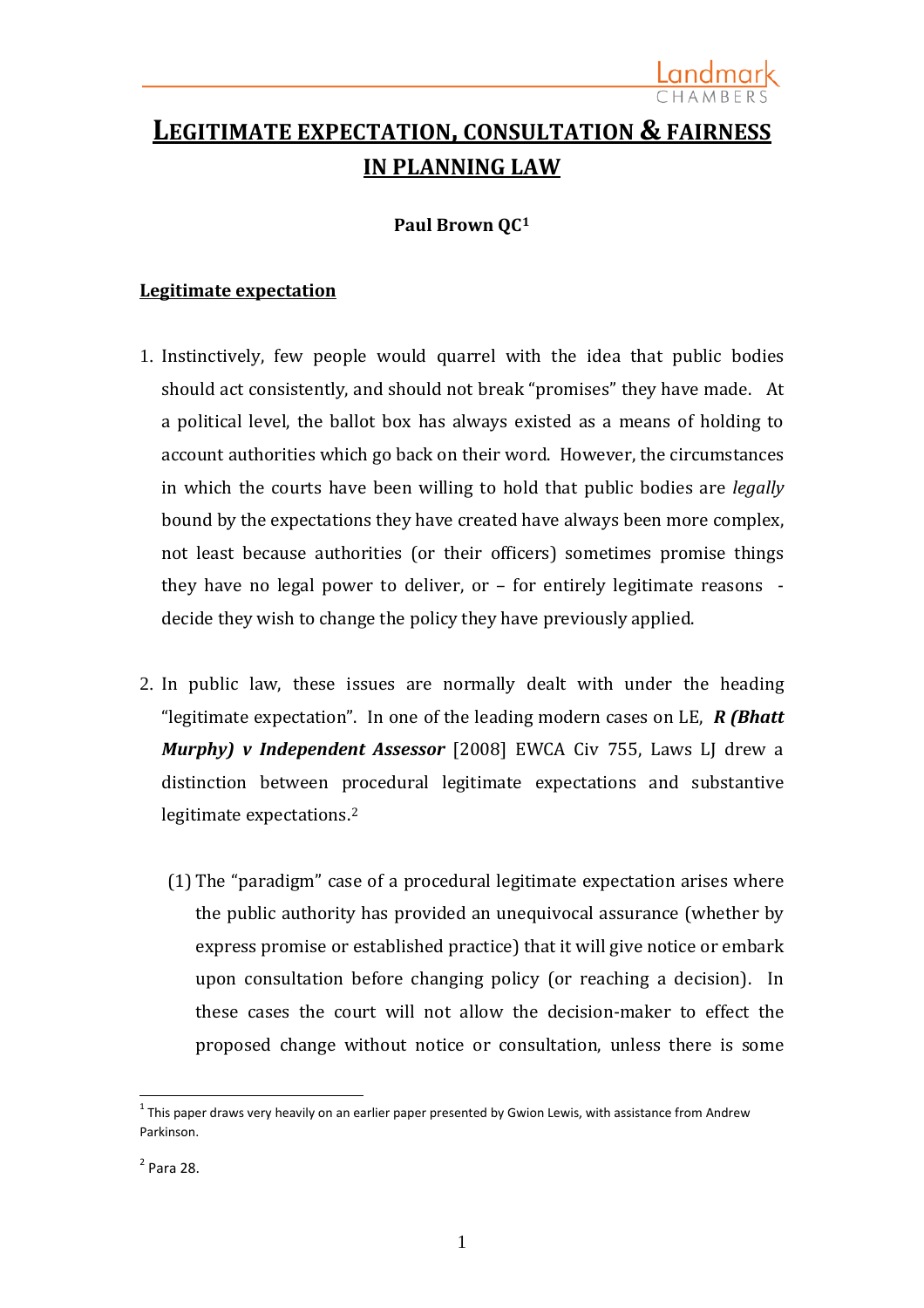# LEGITIMATE EXPECTATION, CONSULTATION & FAIRNESS IN PLANNING LAW

**Paul Brown QC[1]**

## Legitimate expectation

1. Instinctively, few people would quarrel with the idea that public bodies should act consistently, and should not break "promises" they have made. At a political level, the ballot box has always existed as a means of holding to account authorities which go back on their word. However, the circumstances in which the courts have been willing to hold that public bodies are *legally* bound by the expectations they have created have always been more complex, not least because authorities (or their officers) sometimes promise things they have no legal power to deliver, or – for entirely legitimate reasons - decide they wish to change the policy they have previously applied.

2. In public law, these issues are normally dealt with under the heading "legitimate expectation". In one of the leading modern cases on LE, ***R (Bhatt Murphy) v Independent Assessor*** [2008] EWCA Civ 755, Laws LJ drew a distinction between procedural legitimate expectations and substantive legitimate expectations.[2]

   (1) The "paradigm" case of a procedural legitimate expectation arises where the public authority has provided an unequivocal assurance (whether by express promise or established practice) that it will give notice or embark upon consultation before changing policy (or reaching a decision). In these cases the court will not allow the decision-maker to effect the proposed change without notice or consultation, unless there is some

---

[1] This paper draws very heavily on an earlier paper presented by Gwion Lewis, with assistance from Andrew Parkinson.

[2] Para 28.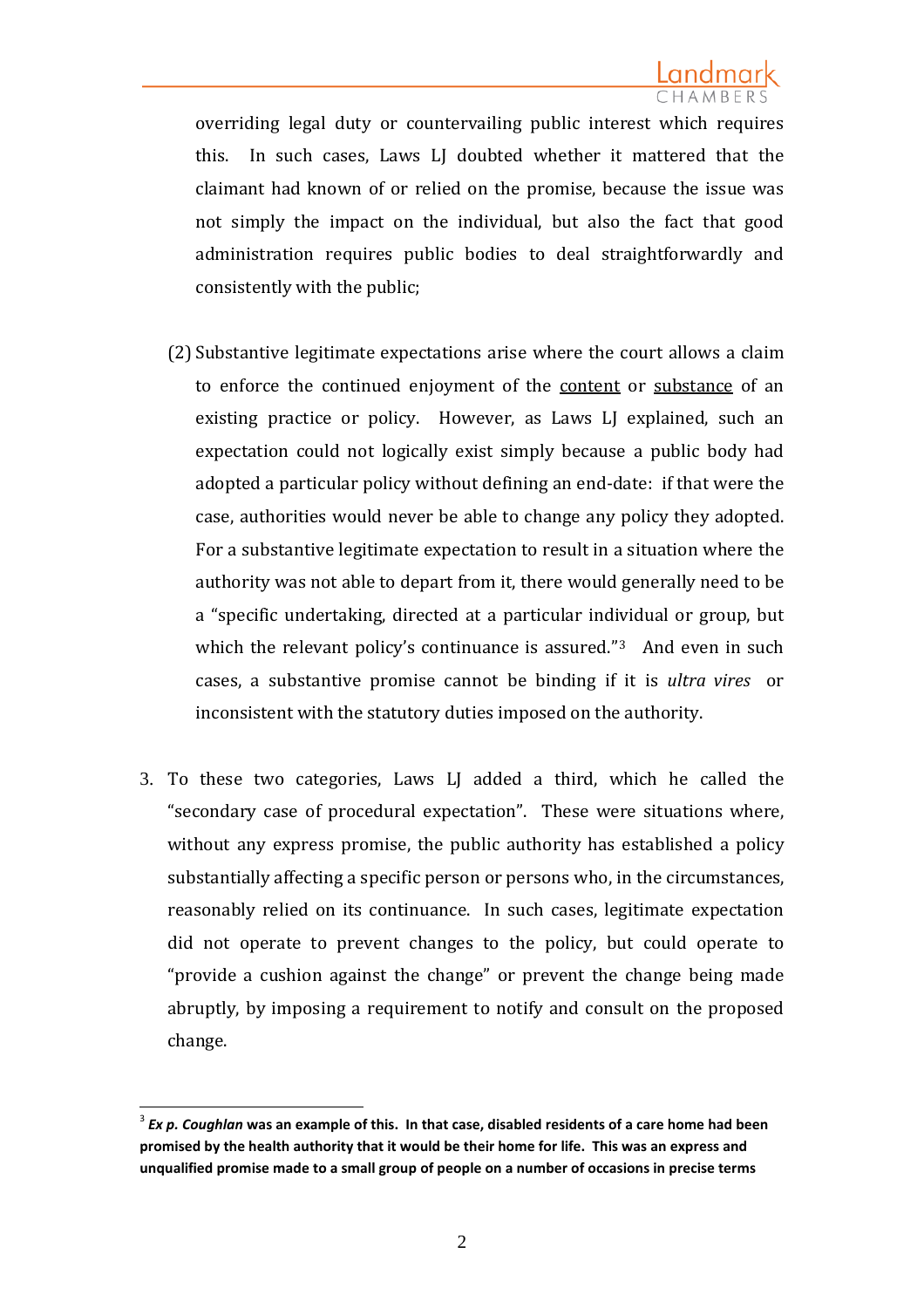overriding legal duty or countervailing public interest which requires this. In such cases, Laws LJ doubted whether it mattered that the claimant had known of or relied on the promise, because the issue was not simply the impact on the individual, but also the fact that good administration requires public bodies to deal straightforwardly and consistently with the public;

(2) Substantive legitimate expectations arise where the court allows a claim to enforce the continued enjoyment of the <u>content</u> or <u>substance</u> of an existing practice or policy. However, as Laws LJ explained, such an expectation could not logically exist simply because a public body had adopted a particular policy without defining an end-date: if that were the case, authorities would never be able to change any policy they adopted. For a substantive legitimate expectation to result in a situation where the authority was not able to depart from it, there would generally need to be a "specific undertaking, directed at a particular individual or group, but which the relevant policy's continuance is assured."[3] And even in such cases, a substantive promise cannot be binding if it is *ultra vires* or inconsistent with the statutory duties imposed on the authority.

3. To these two categories, Laws LJ added a third, which he called the "secondary case of procedural expectation". These were situations where, without any express promise, the public authority has established a policy substantially affecting a specific person or persons who, in the circumstances, reasonably relied on its continuance. In such cases, legitimate expectation did not operate to prevent changes to the policy, but could operate to "provide a cushion against the change" or prevent the change being made abruptly, by imposing a requirement to notify and consult on the proposed change.

---

[3] ***Ex p. Coughlan*** **was an example of this. In that case, disabled residents of a care home had been promised by the health authority that it would be their home for life. This was an express and unqualified promise made to a small group of people on a number of occasions in precise terms**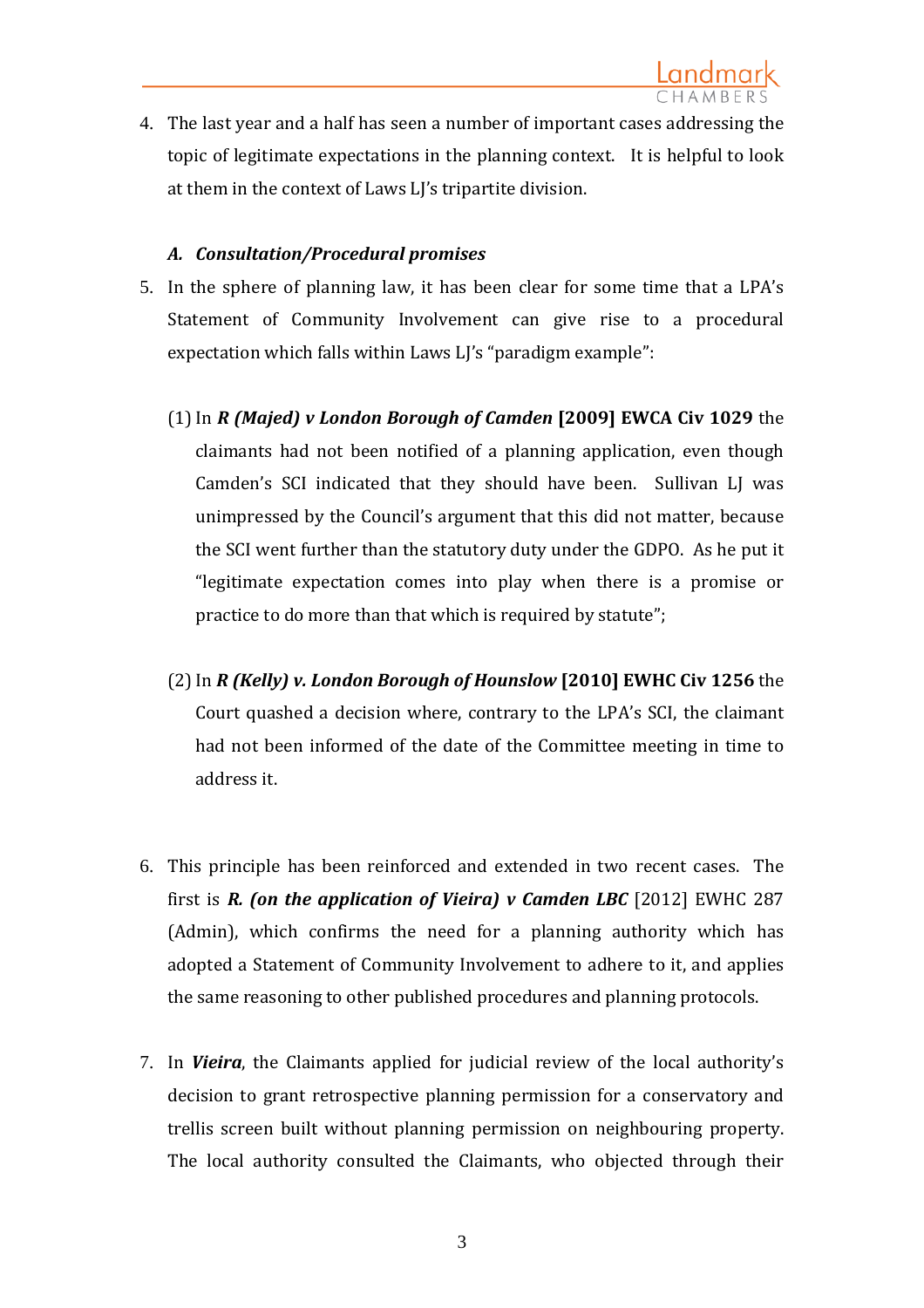4. The last year and a half has seen a number of important cases addressing the topic of legitimate expectations in the planning context. It is helpful to look at them in the context of Laws LJ's tripartite division.

### *A. Consultation/Procedural promises*

5. In the sphere of planning law, it has been clear for some time that a LPA's Statement of Community Involvement can give rise to a procedural expectation which falls within Laws LJ's "paradigm example":

   (1) In ***R (Majed) v London Borough of Camden* [2009] EWCA Civ 1029** the claimants had not been notified of a planning application, even though Camden's SCI indicated that they should have been. Sullivan LJ was unimpressed by the Council's argument that this did not matter, because the SCI went further than the statutory duty under the GDPO. As he put it "legitimate expectation comes into play when there is a promise or practice to do more than that which is required by statute";

   (2) In ***R (Kelly) v. London Borough of Hounslow* [2010] EWHC Civ 1256** the Court quashed a decision where, contrary to the LPA's SCI, the claimant had not been informed of the date of the Committee meeting in time to address it.

6. This principle has been reinforced and extended in two recent cases. The first is ***R. (on the application of Vieira) v Camden LBC*** [2012] EWHC 287 (Admin), which confirms the need for a planning authority which has adopted a Statement of Community Involvement to adhere to it, and applies the same reasoning to other published procedures and planning protocols.

7. In ***Vieira***, the Claimants applied for judicial review of the local authority's decision to grant retrospective planning permission for a conservatory and trellis screen built without planning permission on neighbouring property. The local authority consulted the Claimants, who objected through their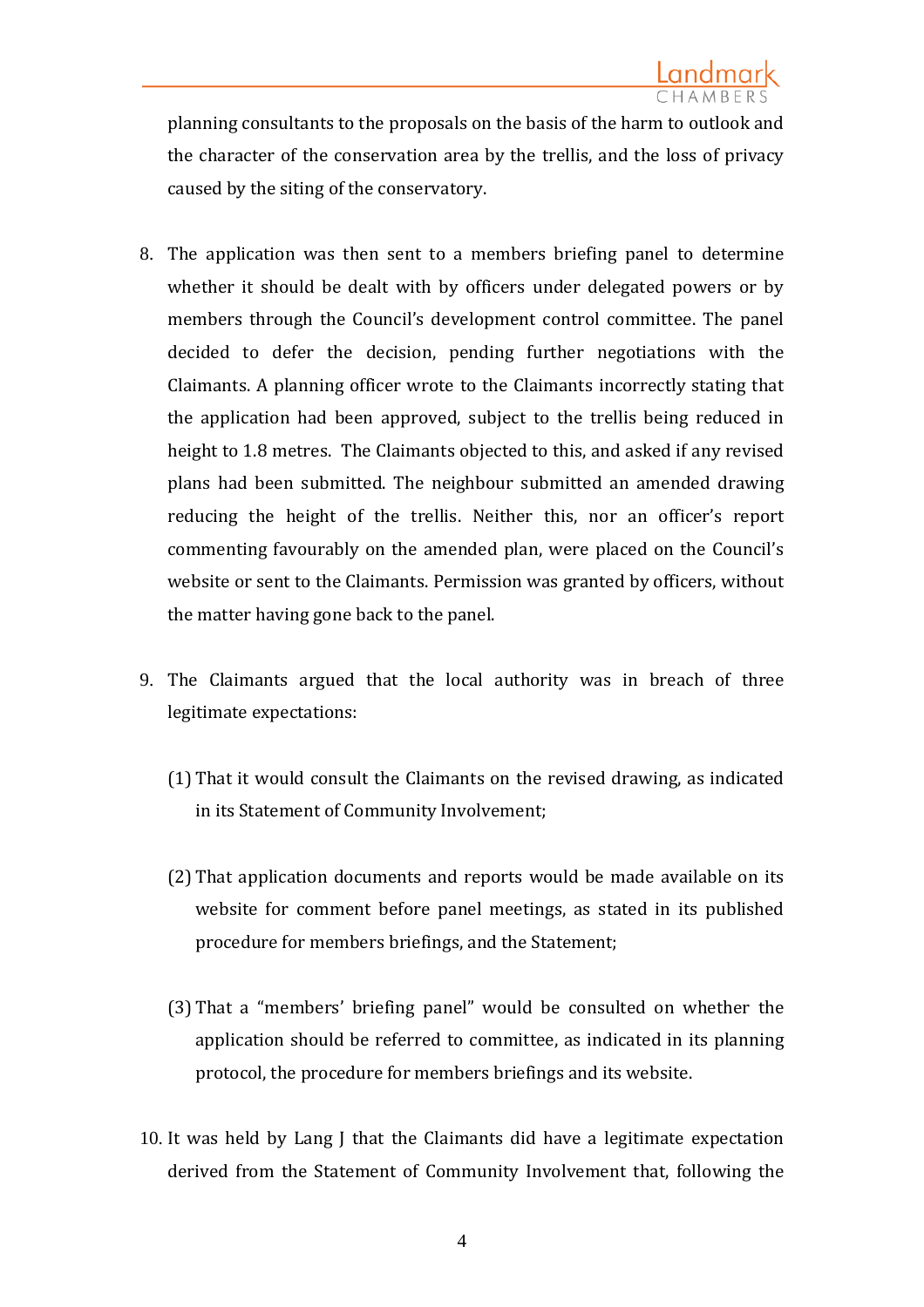planning consultants to the proposals on the basis of the harm to outlook and the character of the conservation area by the trellis, and the loss of privacy caused by the siting of the conservatory.

8. The application was then sent to a members briefing panel to determine whether it should be dealt with by officers under delegated powers or by members through the Council's development control committee. The panel decided to defer the decision, pending further negotiations with the Claimants. A planning officer wrote to the Claimants incorrectly stating that the application had been approved, subject to the trellis being reduced in height to 1.8 metres. The Claimants objected to this, and asked if any revised plans had been submitted. The neighbour submitted an amended drawing reducing the height of the trellis. Neither this, nor an officer's report commenting favourably on the amended plan, were placed on the Council's website or sent to the Claimants. Permission was granted by officers, without the matter having gone back to the panel.

9. The Claimants argued that the local authority was in breach of three legitimate expectations:

   (1) That it would consult the Claimants on the revised drawing, as indicated in its Statement of Community Involvement;

   (2) That application documents and reports would be made available on its website for comment before panel meetings, as stated in its published procedure for members briefings, and the Statement;

   (3) That a "members' briefing panel" would be consulted on whether the application should be referred to committee, as indicated in its planning protocol, the procedure for members briefings and its website.

10. It was held by Lang J that the Claimants did have a legitimate expectation derived from the Statement of Community Involvement that, following the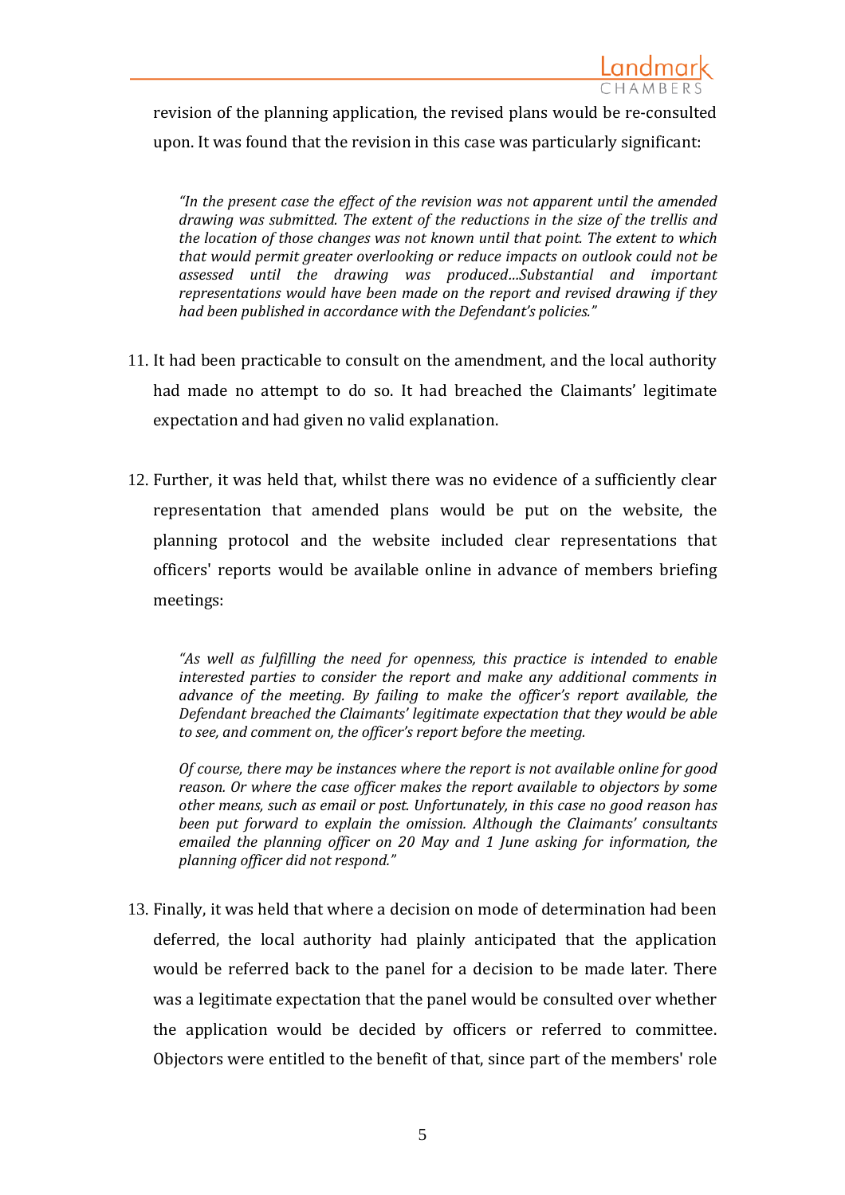revision of the planning application, the revised plans would be re-consulted upon. It was found that the revision in this case was particularly significant:

> *"In the present case the effect of the revision was not apparent until the amended drawing was submitted. The extent of the reductions in the size of the trellis and the location of those changes was not known until that point. The extent to which that would permit greater overlooking or reduce impacts on outlook could not be assessed until the drawing was produced…Substantial and important representations would have been made on the report and revised drawing if they had been published in accordance with the Defendant's policies."*

11. It had been practicable to consult on the amendment, and the local authority had made no attempt to do so. It had breached the Claimants' legitimate expectation and had given no valid explanation.

12. Further, it was held that, whilst there was no evidence of a sufficiently clear representation that amended plans would be put on the website, the planning protocol and the website included clear representations that officers' reports would be available online in advance of members briefing meetings:

> *"As well as fulfilling the need for openness, this practice is intended to enable interested parties to consider the report and make any additional comments in advance of the meeting. By failing to make the officer's report available, the Defendant breached the Claimants' legitimate expectation that they would be able to see, and comment on, the officer's report before the meeting.*
>
> *Of course, there may be instances where the report is not available online for good reason. Or where the case officer makes the report available to objectors by some other means, such as email or post. Unfortunately, in this case no good reason has been put forward to explain the omission. Although the Claimants' consultants emailed the planning officer on 20 May and 1 June asking for information, the planning officer did not respond."*

13. Finally, it was held that where a decision on mode of determination had been deferred, the local authority had plainly anticipated that the application would be referred back to the panel for a decision to be made later. There was a legitimate expectation that the panel would be consulted over whether the application would be decided by officers or referred to committee. Objectors were entitled to the benefit of that, since part of the members' role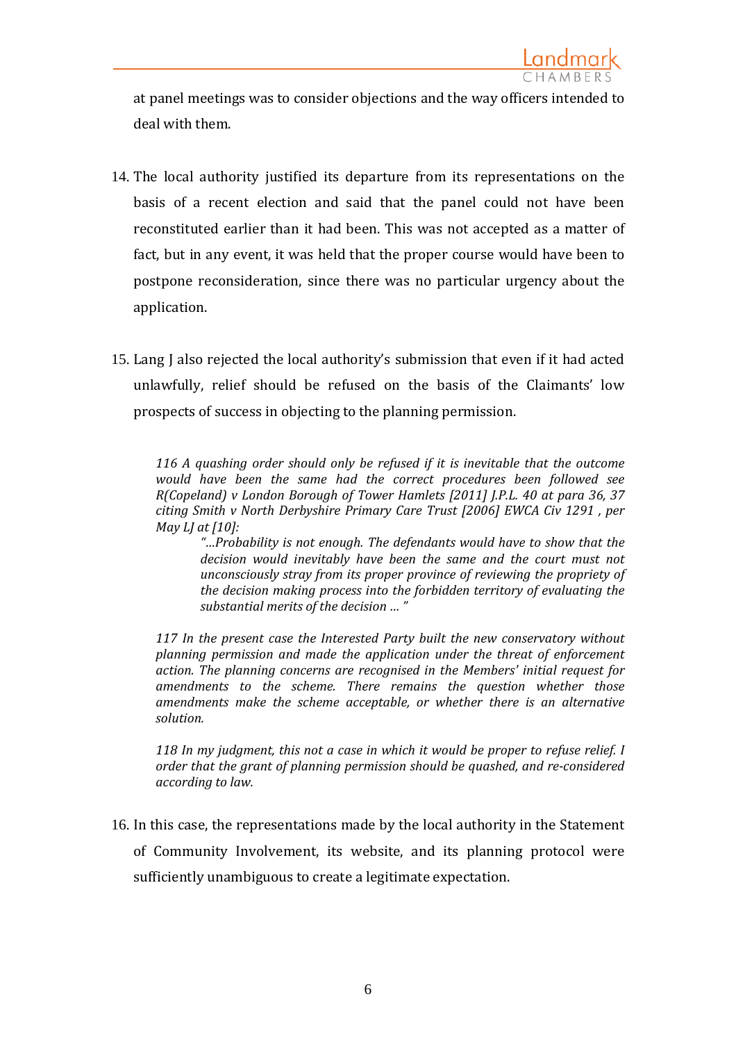at panel meetings was to consider objections and the way officers intended to deal with them.

14. The local authority justified its departure from its representations on the basis of a recent election and said that the panel could not have been reconstituted earlier than it had been. This was not accepted as a matter of fact, but in any event, it was held that the proper course would have been to postpone reconsideration, since there was no particular urgency about the application.

15. Lang J also rejected the local authority's submission that even if it had acted unlawfully, relief should be refused on the basis of the Claimants' low prospects of success in objecting to the planning permission.

> *116 A quashing order should only be refused if it is inevitable that the outcome would have been the same had the correct procedures been followed see R(Copeland) v London Borough of Tower Hamlets [2011] J.P.L. 40 at para 36, 37 citing Smith v North Derbyshire Primary Care Trust [2006] EWCA Civ 1291 , per May LJ at [10]:*
>
> > *"…Probability is not enough. The defendants would have to show that the decision would inevitably have been the same and the court must not unconsciously stray from its proper province of reviewing the propriety of the decision making process into the forbidden territory of evaluating the substantial merits of the decision … "*
>
> *117 In the present case the Interested Party built the new conservatory without planning permission and made the application under the threat of enforcement action. The planning concerns are recognised in the Members' initial request for amendments to the scheme. There remains the question whether those amendments make the scheme acceptable, or whether there is an alternative solution.*
>
> *118 In my judgment, this not a case in which it would be proper to refuse relief. I order that the grant of planning permission should be quashed, and re-considered according to law.*

16. In this case, the representations made by the local authority in the Statement of Community Involvement, its website, and its planning protocol were sufficiently unambiguous to create a legitimate expectation.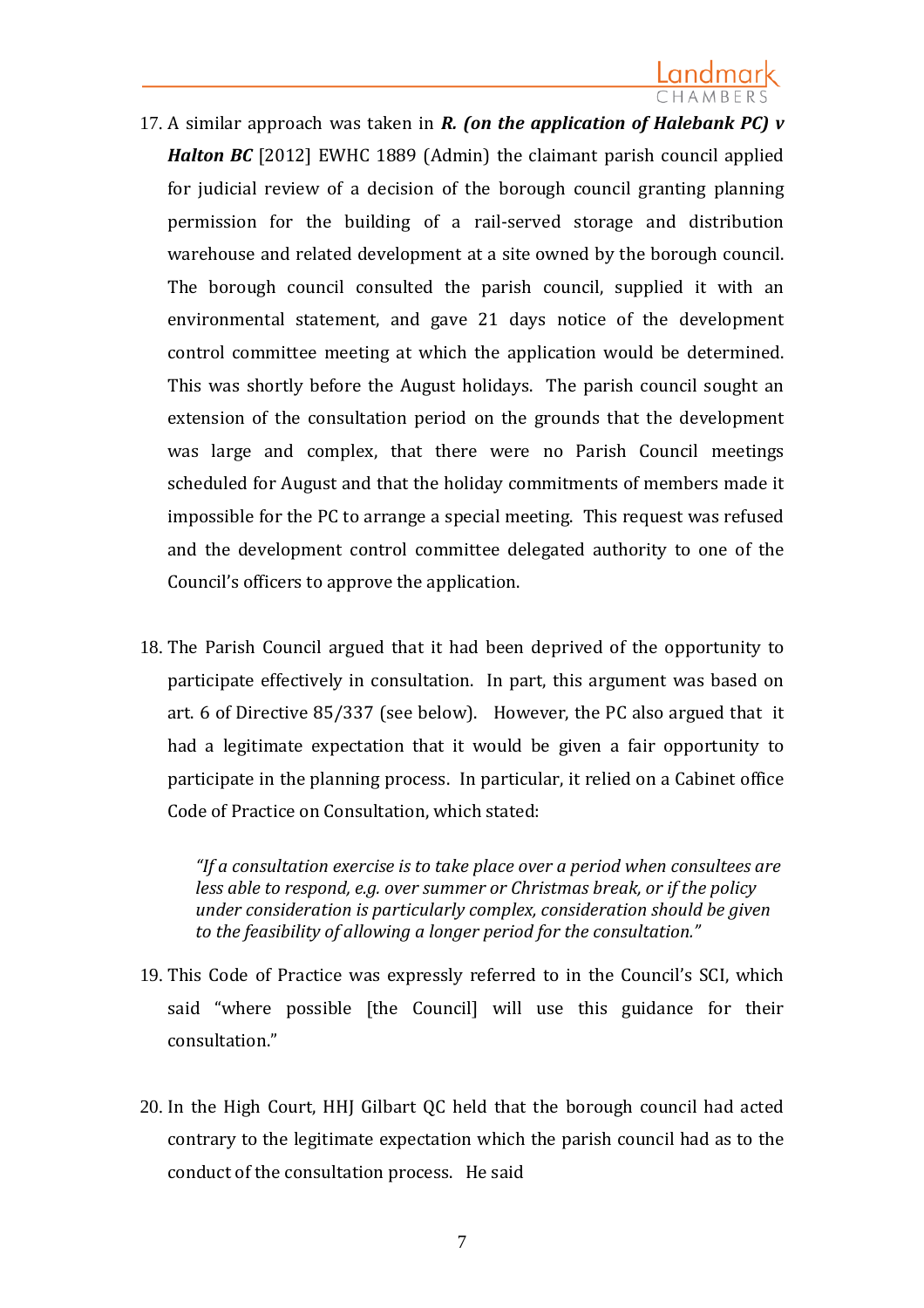17. A similar approach was taken in ***R. (on the application of Halebank PC) v Halton BC*** [2012] EWHC 1889 (Admin) the claimant parish council applied for judicial review of a decision of the borough council granting planning permission for the building of a rail-served storage and distribution warehouse and related development at a site owned by the borough council. The borough council consulted the parish council, supplied it with an environmental statement, and gave 21 days notice of the development control committee meeting at which the application would be determined. This was shortly before the August holidays. The parish council sought an extension of the consultation period on the grounds that the development was large and complex, that there were no Parish Council meetings scheduled for August and that the holiday commitments of members made it impossible for the PC to arrange a special meeting. This request was refused and the development control committee delegated authority to one of the Council's officers to approve the application.

18. The Parish Council argued that it had been deprived of the opportunity to participate effectively in consultation. In part, this argument was based on art. 6 of Directive 85/337 (see below). However, the PC also argued that it had a legitimate expectation that it would be given a fair opportunity to participate in the planning process. In particular, it relied on a Cabinet office Code of Practice on Consultation, which stated:

> *"If a consultation exercise is to take place over a period when consultees are less able to respond, e.g. over summer or Christmas break, or if the policy under consideration is particularly complex, consideration should be given to the feasibility of allowing a longer period for the consultation."*

19. This Code of Practice was expressly referred to in the Council's SCI, which said "where possible [the Council] will use this guidance for their consultation."

20. In the High Court, HHJ Gilbart QC held that the borough council had acted contrary to the legitimate expectation which the parish council had as to the conduct of the consultation process. He said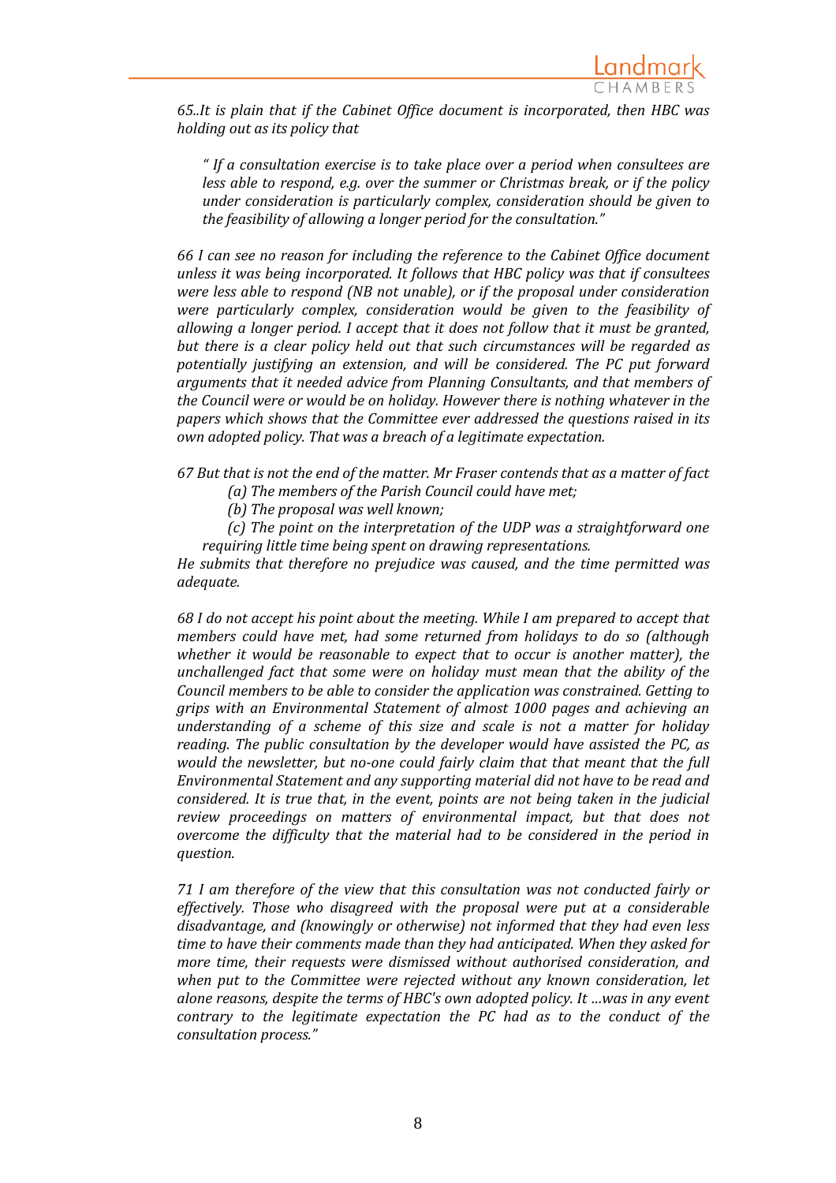*65..It is plain that if the Cabinet Office document is incorporated, then HBC was holding out as its policy that*

> *" If a consultation exercise is to take place over a period when consultees are less able to respond, e.g. over the summer or Christmas break, or if the policy under consideration is particularly complex, consideration should be given to the feasibility of allowing a longer period for the consultation."*

*66 I can see no reason for including the reference to the Cabinet Office document unless it was being incorporated. It follows that HBC policy was that if consultees were less able to respond (NB not unable), or if the proposal under consideration were particularly complex, consideration would be given to the feasibility of allowing a longer period. I accept that it does not follow that it must be granted, but there is a clear policy held out that such circumstances will be regarded as potentially justifying an extension, and will be considered. The PC put forward arguments that it needed advice from Planning Consultants, and that members of the Council were or would be on holiday. However there is nothing whatever in the papers which shows that the Committee ever addressed the questions raised in its own adopted policy. That was a breach of a legitimate expectation.*

*67 But that is not the end of the matter. Mr Fraser contends that as a matter of fact*

*(a) The members of the Parish Council could have met;*

*(b) The proposal was well known;*

*(c) The point on the interpretation of the UDP was a straightforward one requiring little time being spent on drawing representations.*

*He submits that therefore no prejudice was caused, and the time permitted was adequate.*

*68 I do not accept his point about the meeting. While I am prepared to accept that members could have met, had some returned from holidays to do so (although whether it would be reasonable to expect that to occur is another matter), the unchallenged fact that some were on holiday must mean that the ability of the Council members to be able to consider the application was constrained. Getting to grips with an Environmental Statement of almost 1000 pages and achieving an understanding of a scheme of this size and scale is not a matter for holiday reading. The public consultation by the developer would have assisted the PC, as would the newsletter, but no-one could fairly claim that that meant that the full Environmental Statement and any supporting material did not have to be read and considered. It is true that, in the event, points are not being taken in the judicial review proceedings on matters of environmental impact, but that does not overcome the difficulty that the material had to be considered in the period in question.*

*71 I am therefore of the view that this consultation was not conducted fairly or effectively. Those who disagreed with the proposal were put at a considerable disadvantage, and (knowingly or otherwise) not informed that they had even less time to have their comments made than they had anticipated. When they asked for more time, their requests were dismissed without authorised consideration, and when put to the Committee were rejected without any known consideration, let alone reasons, despite the terms of HBC's own adopted policy. It ...was in any event contrary to the legitimate expectation the PC had as to the conduct of the consultation process."*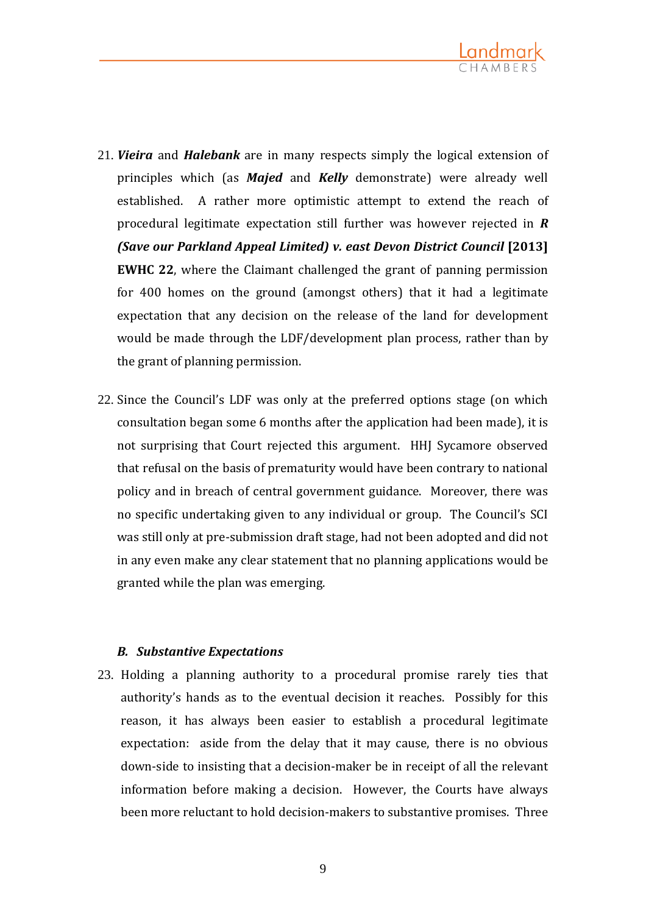21. ***Vieira*** and ***Halebank*** are in many respects simply the logical extension of principles which (as ***Majed*** and ***Kelly*** demonstrate) were already well established. A rather more optimistic attempt to extend the reach of procedural legitimate expectation still further was however rejected in ***R (Save our Parkland Appeal Limited) v. east Devon District Council* [2013] EWHC 22**, where the Claimant challenged the grant of panning permission for 400 homes on the ground (amongst others) that it had a legitimate expectation that any decision on the release of the land for development would be made through the LDF/development plan process, rather than by the grant of planning permission.

22. Since the Council's LDF was only at the preferred options stage (on which consultation began some 6 months after the application had been made), it is not surprising that Court rejected this argument. HHJ Sycamore observed that refusal on the basis of prematurity would have been contrary to national policy and in breach of central government guidance. Moreover, there was no specific undertaking given to any individual or group. The Council's SCI was still only at pre-submission draft stage, had not been adopted and did not in any even make any clear statement that no planning applications would be granted while the plan was emerging.

### *B. Substantive Expectations*

23. Holding a planning authority to a procedural promise rarely ties that authority's hands as to the eventual decision it reaches. Possibly for this reason, it has always been easier to establish a procedural legitimate expectation: aside from the delay that it may cause, there is no obvious down-side to insisting that a decision-maker be in receipt of all the relevant information before making a decision. However, the Courts have always been more reluctant to hold decision-makers to substantive promises. Three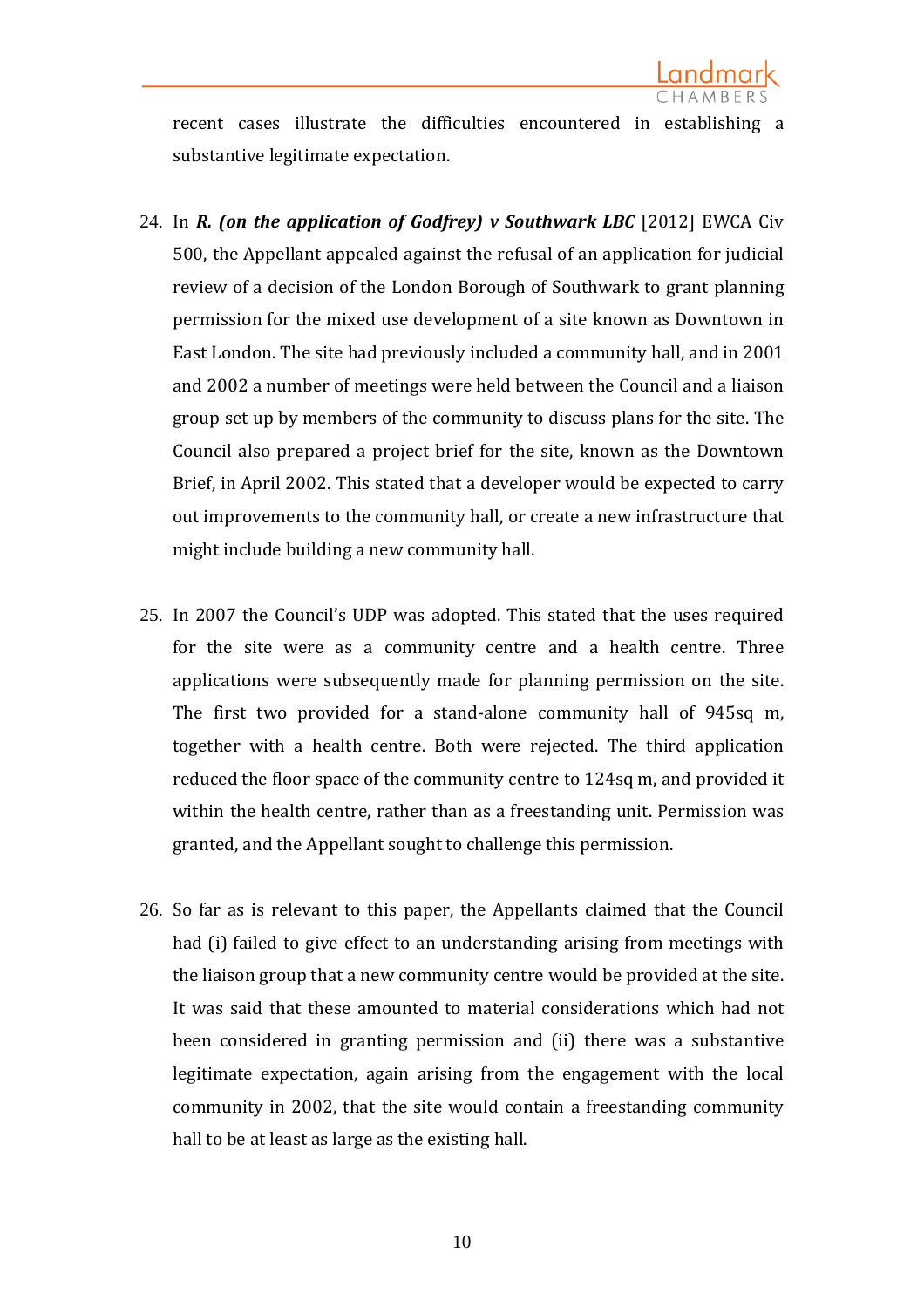recent cases illustrate the difficulties encountered in establishing a substantive legitimate expectation.

24. In ***R. (on the application of Godfrey) v Southwark LBC*** [2012] EWCA Civ 500, the Appellant appealed against the refusal of an application for judicial review of a decision of the London Borough of Southwark to grant planning permission for the mixed use development of a site known as Downtown in East London. The site had previously included a community hall, and in 2001 and 2002 a number of meetings were held between the Council and a liaison group set up by members of the community to discuss plans for the site. The Council also prepared a project brief for the site, known as the Downtown Brief, in April 2002. This stated that a developer would be expected to carry out improvements to the community hall, or create a new infrastructure that might include building a new community hall.

25. In 2007 the Council's UDP was adopted. This stated that the uses required for the site were as a community centre and a health centre. Three applications were subsequently made for planning permission on the site. The first two provided for a stand-alone community hall of 945sq m, together with a health centre. Both were rejected. The third application reduced the floor space of the community centre to 124sq m, and provided it within the health centre, rather than as a freestanding unit. Permission was granted, and the Appellant sought to challenge this permission.

26. So far as is relevant to this paper, the Appellants claimed that the Council had (i) failed to give effect to an understanding arising from meetings with the liaison group that a new community centre would be provided at the site. It was said that these amounted to material considerations which had not been considered in granting permission and (ii) there was a substantive legitimate expectation, again arising from the engagement with the local community in 2002, that the site would contain a freestanding community hall to be at least as large as the existing hall.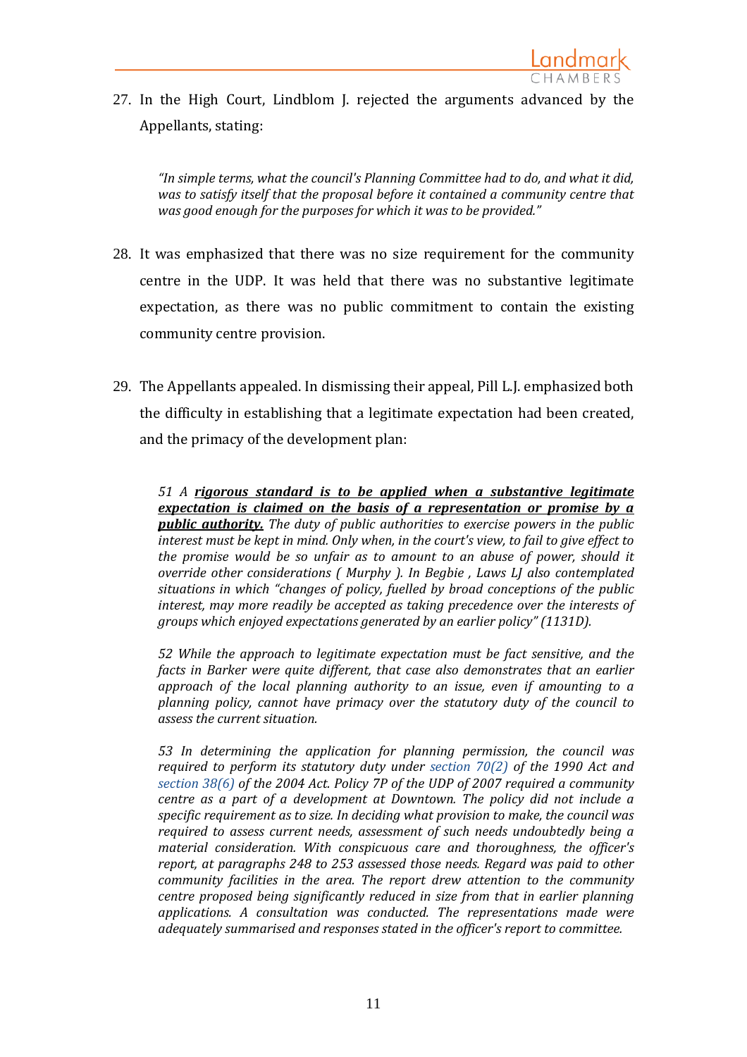27. In the High Court, Lindblom J. rejected the arguments advanced by the Appellants, stating:

> *"In simple terms, what the council's Planning Committee had to do, and what it did, was to satisfy itself that the proposal before it contained a community centre that was good enough for the purposes for which it was to be provided."*

28. It was emphasized that there was no size requirement for the community centre in the UDP. It was held that there was no substantive legitimate expectation, as there was no public commitment to contain the existing community centre provision.

29. The Appellants appealed. In dismissing their appeal, Pill L.J. emphasized both the difficulty in establishing that a legitimate expectation had been created, and the primacy of the development plan:

> *51 A **<u>rigorous standard is to be applied when a substantive legitimate expectation is claimed on the basis of a representation or promise by a public authority.</u>** The duty of public authorities to exercise powers in the public interest must be kept in mind. Only when, in the court's view, to fail to give effect to the promise would be so unfair as to amount to an abuse of power, should it override other considerations ( Murphy ). In Begbie , Laws LJ also contemplated situations in which "changes of policy, fuelled by broad conceptions of the public interest, may more readily be accepted as taking precedence over the interests of groups which enjoyed expectations generated by an earlier policy" (1131D).*
>
> *52 While the approach to legitimate expectation must be fact sensitive, and the facts in Barker were quite different, that case also demonstrates that an earlier approach of the local planning authority to an issue, even if amounting to a planning policy, cannot have primacy over the statutory duty of the council to assess the current situation.*
>
> *53 In determining the application for planning permission, the council was required to perform its statutory duty under section 70(2) of the 1990 Act and section 38(6) of the 2004 Act. Policy 7P of the UDP of 2007 required a community centre as a part of a development at Downtown. The policy did not include a specific requirement as to size. In deciding what provision to make, the council was required to assess current needs, assessment of such needs undoubtedly being a material consideration. With conspicuous care and thoroughness, the officer's report, at paragraphs 248 to 253 assessed those needs. Regard was paid to other community facilities in the area. The report drew attention to the community centre proposed being significantly reduced in size from that in earlier planning applications. A consultation was conducted. The representations made were adequately summarised and responses stated in the officer's report to committee.*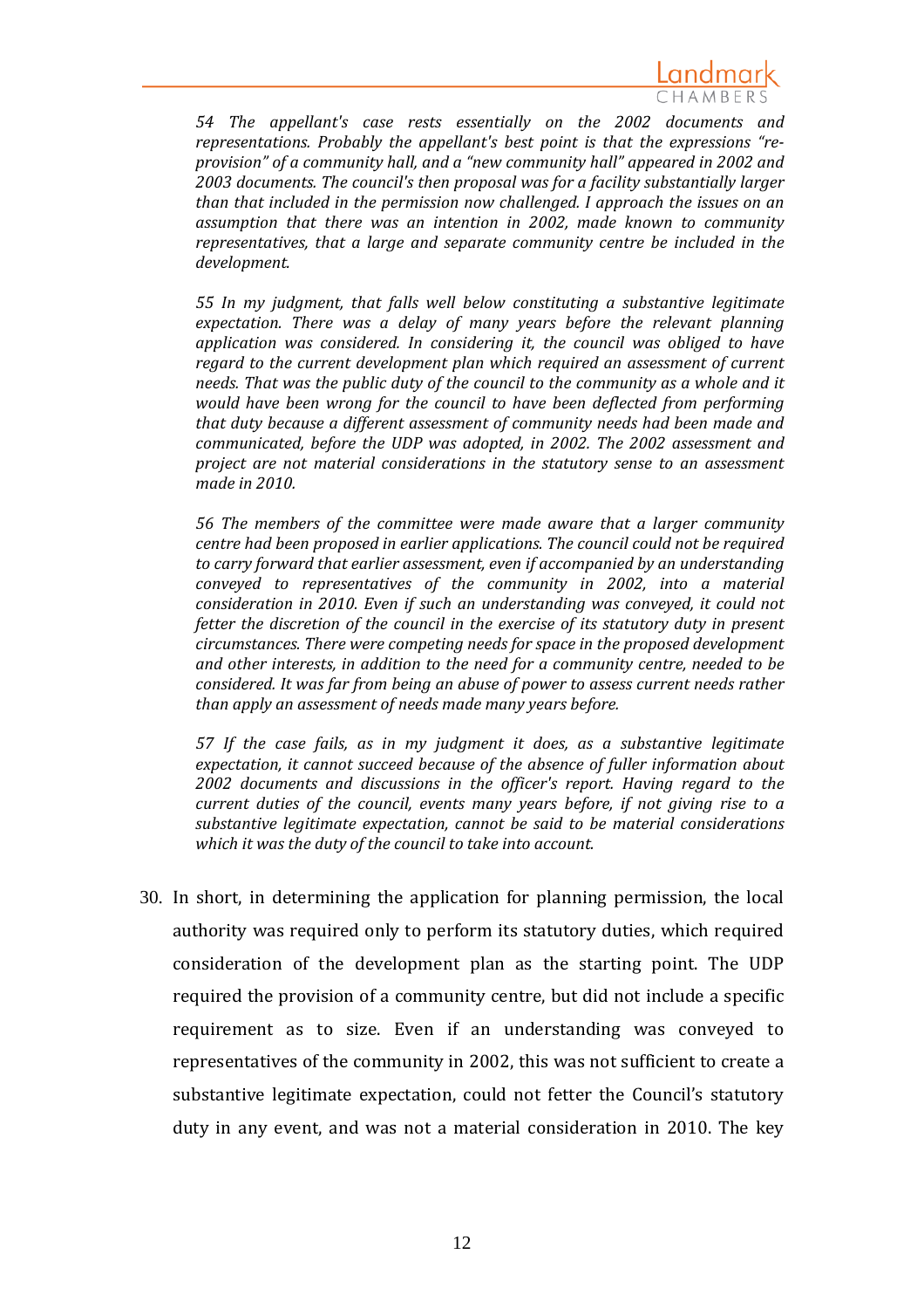> *54 The appellant's case rests essentially on the 2002 documents and representations. Probably the appellant's best point is that the expressions "re-provision" of a community hall, and a "new community hall" appeared in 2002 and 2003 documents. The council's then proposal was for a facility substantially larger than that included in the permission now challenged. I approach the issues on an assumption that there was an intention in 2002, made known to community representatives, that a large and separate community centre be included in the development.*
>
> *55 In my judgment, that falls well below constituting a substantive legitimate expectation. There was a delay of many years before the relevant planning application was considered. In considering it, the council was obliged to have regard to the current development plan which required an assessment of current needs. That was the public duty of the council to the community as a whole and it would have been wrong for the council to have been deflected from performing that duty because a different assessment of community needs had been made and communicated, before the UDP was adopted, in 2002. The 2002 assessment and project are not material considerations in the statutory sense to an assessment made in 2010.*
>
> *56 The members of the committee were made aware that a larger community centre had been proposed in earlier applications. The council could not be required to carry forward that earlier assessment, even if accompanied by an understanding conveyed to representatives of the community in 2002, into a material consideration in 2010. Even if such an understanding was conveyed, it could not fetter the discretion of the council in the exercise of its statutory duty in present circumstances. There were competing needs for space in the proposed development and other interests, in addition to the need for a community centre, needed to be considered. It was far from being an abuse of power to assess current needs rather than apply an assessment of needs made many years before.*
>
> *57 If the case fails, as in my judgment it does, as a substantive legitimate expectation, it cannot succeed because of the absence of fuller information about 2002 documents and discussions in the officer's report. Having regard to the current duties of the council, events many years before, if not giving rise to a substantive legitimate expectation, cannot be said to be material considerations which it was the duty of the council to take into account.*

30. In short, in determining the application for planning permission, the local authority was required only to perform its statutory duties, which required consideration of the development plan as the starting point. The UDP required the provision of a community centre, but did not include a specific requirement as to size. Even if an understanding was conveyed to representatives of the community in 2002, this was not sufficient to create a substantive legitimate expectation, could not fetter the Council's statutory duty in any event, and was not a material consideration in 2010. The key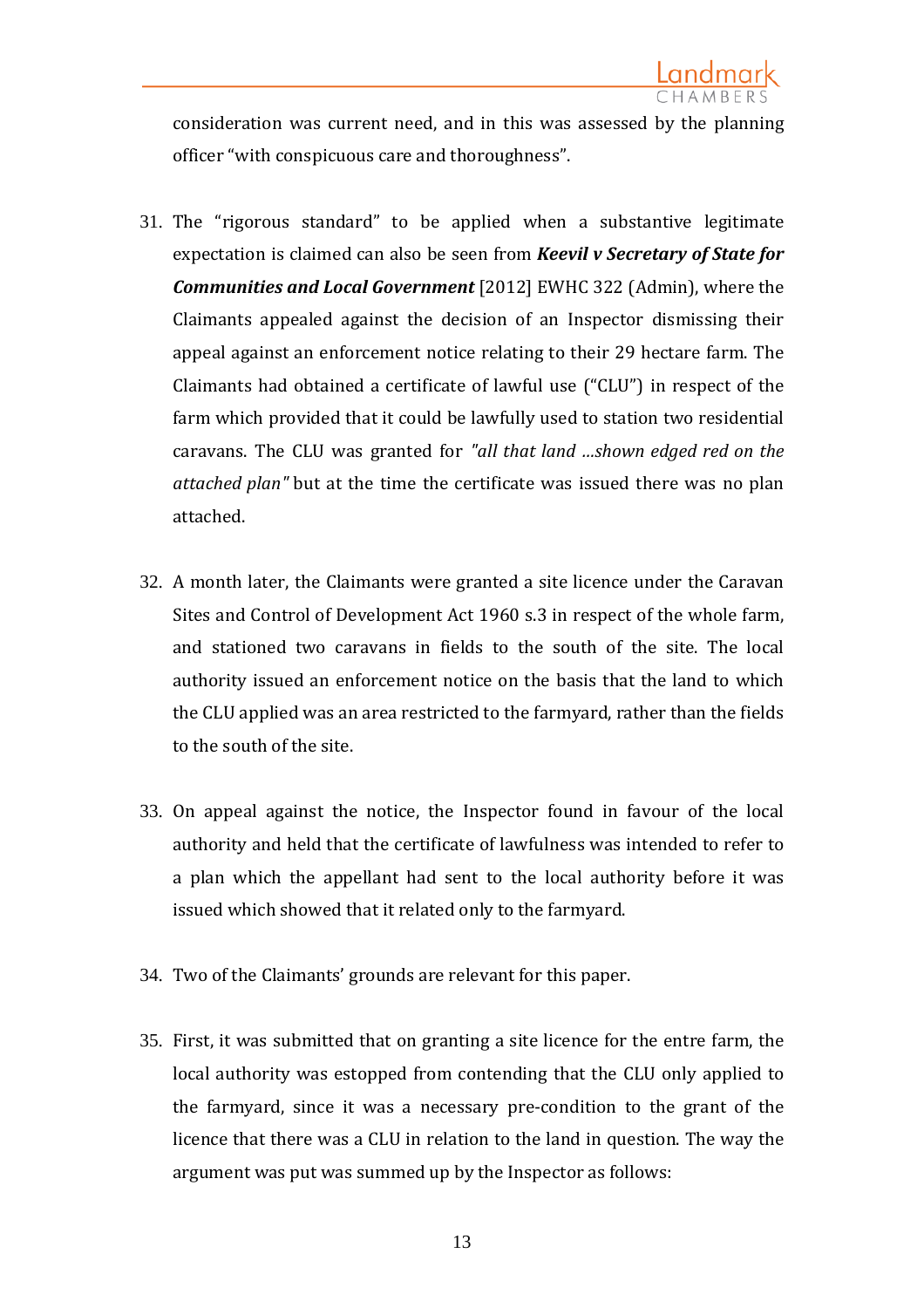consideration was current need, and in this was assessed by the planning officer "with conspicuous care and thoroughness".

31. The "rigorous standard" to be applied when a substantive legitimate expectation is claimed can also be seen from ***Keevil v Secretary of State for Communities and Local Government*** [2012] EWHC 322 (Admin), where the Claimants appealed against the decision of an Inspector dismissing their appeal against an enforcement notice relating to their 29 hectare farm. The Claimants had obtained a certificate of lawful use ("CLU") in respect of the farm which provided that it could be lawfully used to station two residential caravans. The CLU was granted for *"all that land ...shown edged red on the attached plan"* but at the time the certificate was issued there was no plan attached.

32. A month later, the Claimants were granted a site licence under the Caravan Sites and Control of Development Act 1960 s.3 in respect of the whole farm, and stationed two caravans in fields to the south of the site. The local authority issued an enforcement notice on the basis that the land to which the CLU applied was an area restricted to the farmyard, rather than the fields to the south of the site.

33. On appeal against the notice, the Inspector found in favour of the local authority and held that the certificate of lawfulness was intended to refer to a plan which the appellant had sent to the local authority before it was issued which showed that it related only to the farmyard.

34. Two of the Claimants' grounds are relevant for this paper.

35. First, it was submitted that on granting a site licence for the entre farm, the local authority was estopped from contending that the CLU only applied to the farmyard, since it was a necessary pre-condition to the grant of the licence that there was a CLU in relation to the land in question. The way the argument was put was summed up by the Inspector as follows: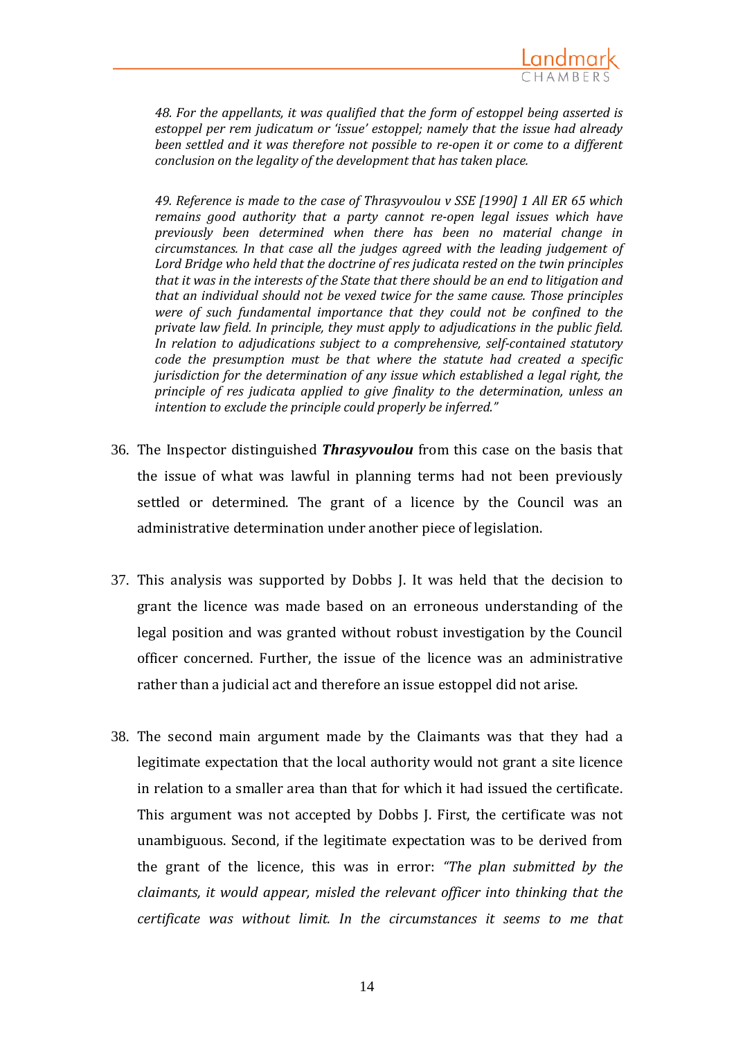*48. For the appellants, it was qualified that the form of estoppel being asserted is estoppel per rem judicatum or 'issue' estoppel; namely that the issue had already been settled and it was therefore not possible to re-open it or come to a different conclusion on the legality of the development that has taken place.*

*49. Reference is made to the case of Thrasyvoulou v SSE [1990] 1 All ER 65 which remains good authority that a party cannot re-open legal issues which have previously been determined when there has been no material change in circumstances. In that case all the judges agreed with the leading judgement of Lord Bridge who held that the doctrine of res judicata rested on the twin principles that it was in the interests of the State that there should be an end to litigation and that an individual should not be vexed twice for the same cause. Those principles were of such fundamental importance that they could not be confined to the private law field. In principle, they must apply to adjudications in the public field. In relation to adjudications subject to a comprehensive, self-contained statutory code the presumption must be that where the statute had created a specific jurisdiction for the determination of any issue which established a legal right, the principle of res judicata applied to give finality to the determination, unless an intention to exclude the principle could properly be inferred."*

36. The Inspector distinguished ***Thrasyvoulou*** from this case on the basis that the issue of what was lawful in planning terms had not been previously settled or determined. The grant of a licence by the Council was an administrative determination under another piece of legislation.

37. This analysis was supported by Dobbs J. It was held that the decision to grant the licence was made based on an erroneous understanding of the legal position and was granted without robust investigation by the Council officer concerned. Further, the issue of the licence was an administrative rather than a judicial act and therefore an issue estoppel did not arise.

38. The second main argument made by the Claimants was that they had a legitimate expectation that the local authority would not grant a site licence in relation to a smaller area than that for which it had issued the certificate. This argument was not accepted by Dobbs J. First, the certificate was not unambiguous. Second, if the legitimate expectation was to be derived from the grant of the licence, this was in error: *"The plan submitted by the claimants, it would appear, misled the relevant officer into thinking that the certificate was without limit. In the circumstances it seems to me that*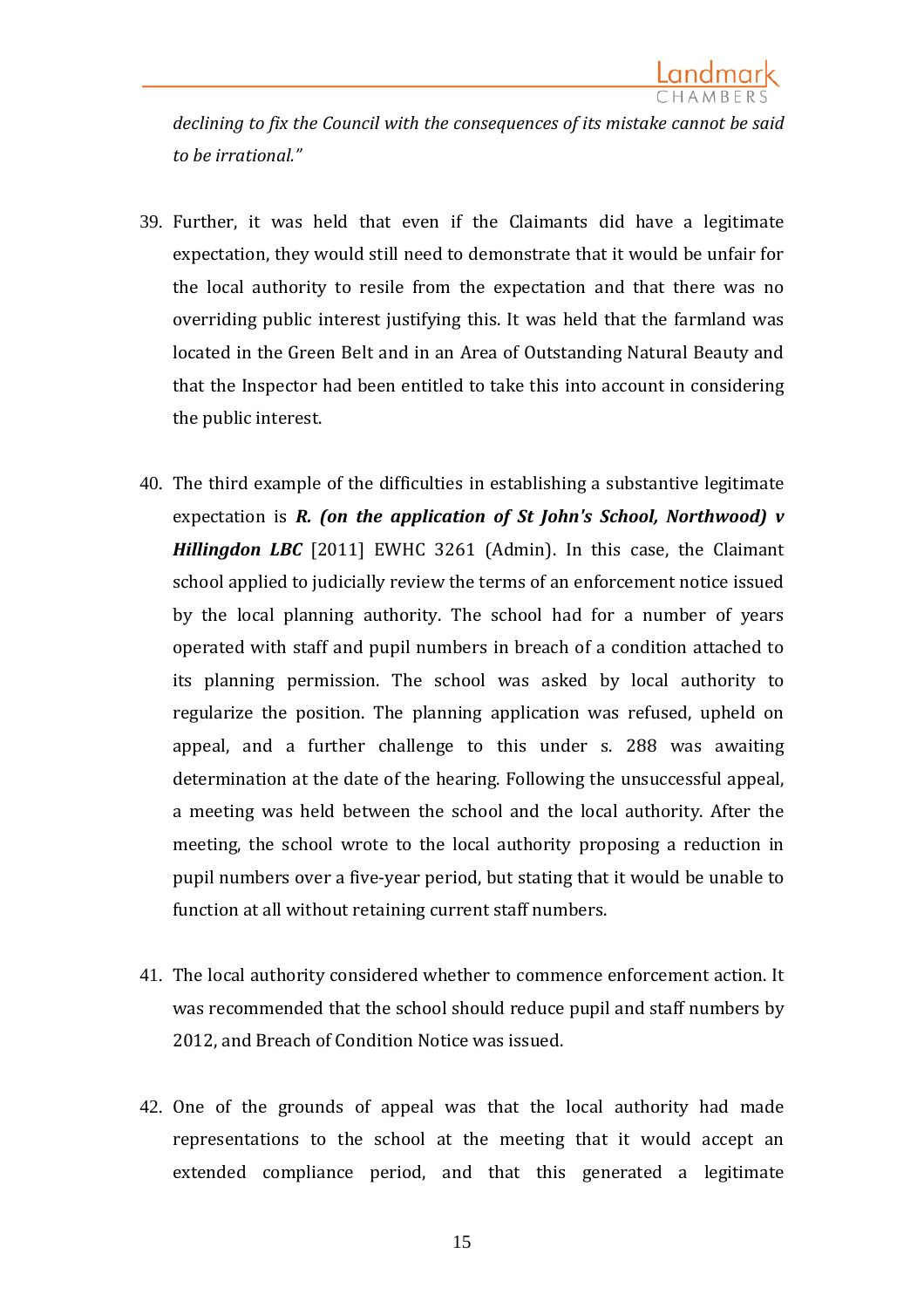*declining to fix the Council with the consequences of its mistake cannot be said to be irrational."*

39. Further, it was held that even if the Claimants did have a legitimate expectation, they would still need to demonstrate that it would be unfair for the local authority to resile from the expectation and that there was no overriding public interest justifying this. It was held that the farmland was located in the Green Belt and in an Area of Outstanding Natural Beauty and that the Inspector had been entitled to take this into account in considering the public interest.

40. The third example of the difficulties in establishing a substantive legitimate expectation is ***R. (on the application of St John's School, Northwood) v Hillingdon LBC*** [2011] EWHC 3261 (Admin). In this case, the Claimant school applied to judicially review the terms of an enforcement notice issued by the local planning authority. The school had for a number of years operated with staff and pupil numbers in breach of a condition attached to its planning permission. The school was asked by local authority to regularize the position. The planning application was refused, upheld on appeal, and a further challenge to this under s. 288 was awaiting determination at the date of the hearing. Following the unsuccessful appeal, a meeting was held between the school and the local authority. After the meeting, the school wrote to the local authority proposing a reduction in pupil numbers over a five-year period, but stating that it would be unable to function at all without retaining current staff numbers.

41. The local authority considered whether to commence enforcement action. It was recommended that the school should reduce pupil and staff numbers by 2012, and Breach of Condition Notice was issued.

42. One of the grounds of appeal was that the local authority had made representations to the school at the meeting that it would accept an extended compliance period, and that this generated a legitimate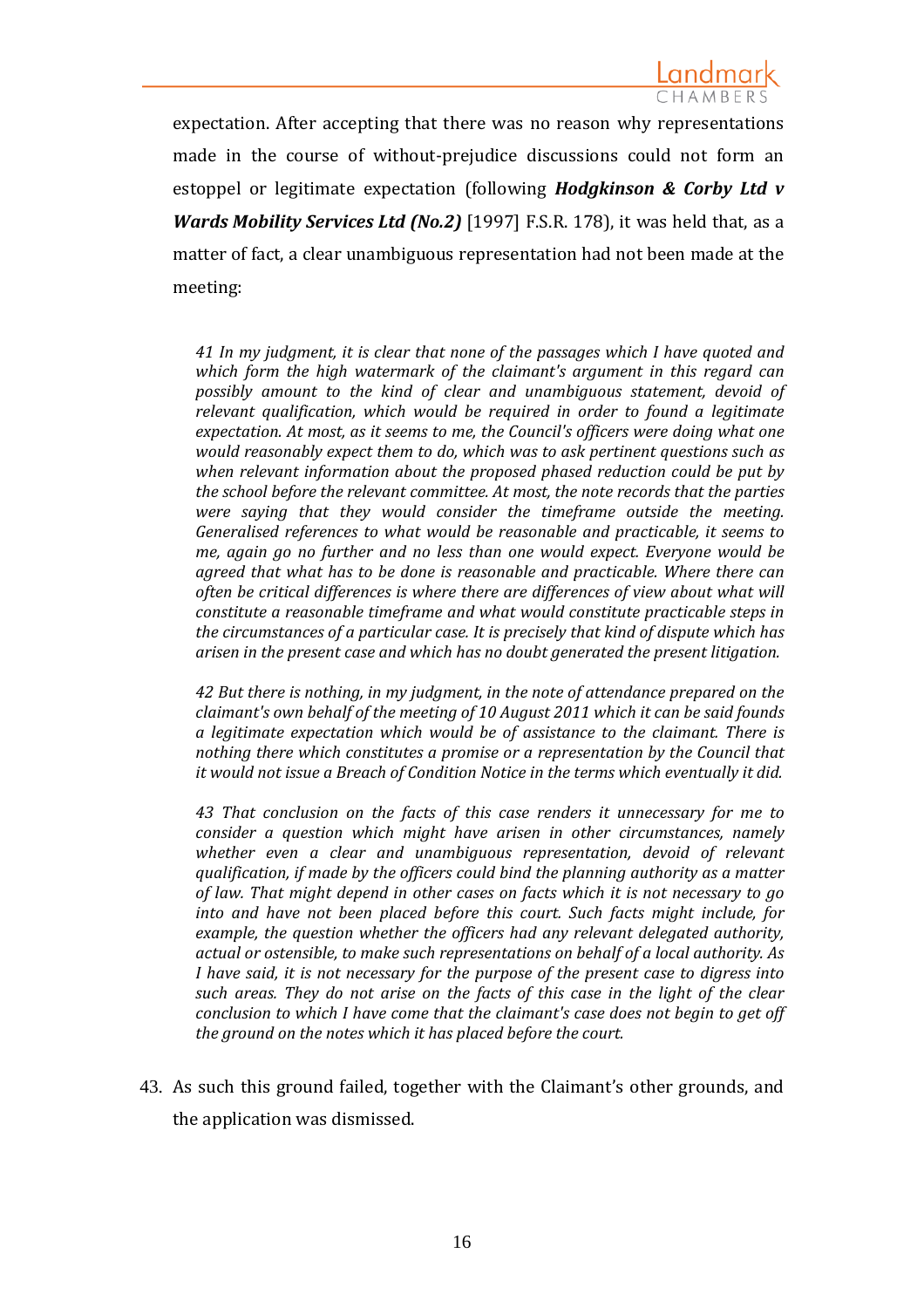expectation. After accepting that there was no reason why representations made in the course of without-prejudice discussions could not form an estoppel or legitimate expectation (following ***Hodgkinson & Corby Ltd v Wards Mobility Services Ltd (No.2)*** [1997] F.S.R. 178), it was held that, as a matter of fact, a clear unambiguous representation had not been made at the meeting:

> *41 In my judgment, it is clear that none of the passages which I have quoted and which form the high watermark of the claimant's argument in this regard can possibly amount to the kind of clear and unambiguous statement, devoid of relevant qualification, which would be required in order to found a legitimate expectation. At most, as it seems to me, the Council's officers were doing what one would reasonably expect them to do, which was to ask pertinent questions such as when relevant information about the proposed phased reduction could be put by the school before the relevant committee. At most, the note records that the parties were saying that they would consider the timeframe outside the meeting. Generalised references to what would be reasonable and practicable, it seems to me, again go no further and no less than one would expect. Everyone would be agreed that what has to be done is reasonable and practicable. Where there can often be critical differences is where there are differences of view about what will constitute a reasonable timeframe and what would constitute practicable steps in the circumstances of a particular case. It is precisely that kind of dispute which has arisen in the present case and which has no doubt generated the present litigation.*
>
> *42 But there is nothing, in my judgment, in the note of attendance prepared on the claimant's own behalf of the meeting of 10 August 2011 which it can be said founds a legitimate expectation which would be of assistance to the claimant. There is nothing there which constitutes a promise or a representation by the Council that it would not issue a Breach of Condition Notice in the terms which eventually it did.*
>
> *43 That conclusion on the facts of this case renders it unnecessary for me to consider a question which might have arisen in other circumstances, namely whether even a clear and unambiguous representation, devoid of relevant qualification, if made by the officers could bind the planning authority as a matter of law. That might depend in other cases on facts which it is not necessary to go into and have not been placed before this court. Such facts might include, for example, the question whether the officers had any relevant delegated authority, actual or ostensible, to make such representations on behalf of a local authority. As I have said, it is not necessary for the purpose of the present case to digress into such areas. They do not arise on the facts of this case in the light of the clear conclusion to which I have come that the claimant's case does not begin to get off the ground on the notes which it has placed before the court.*

43. As such this ground failed, together with the Claimant's other grounds, and the application was dismissed.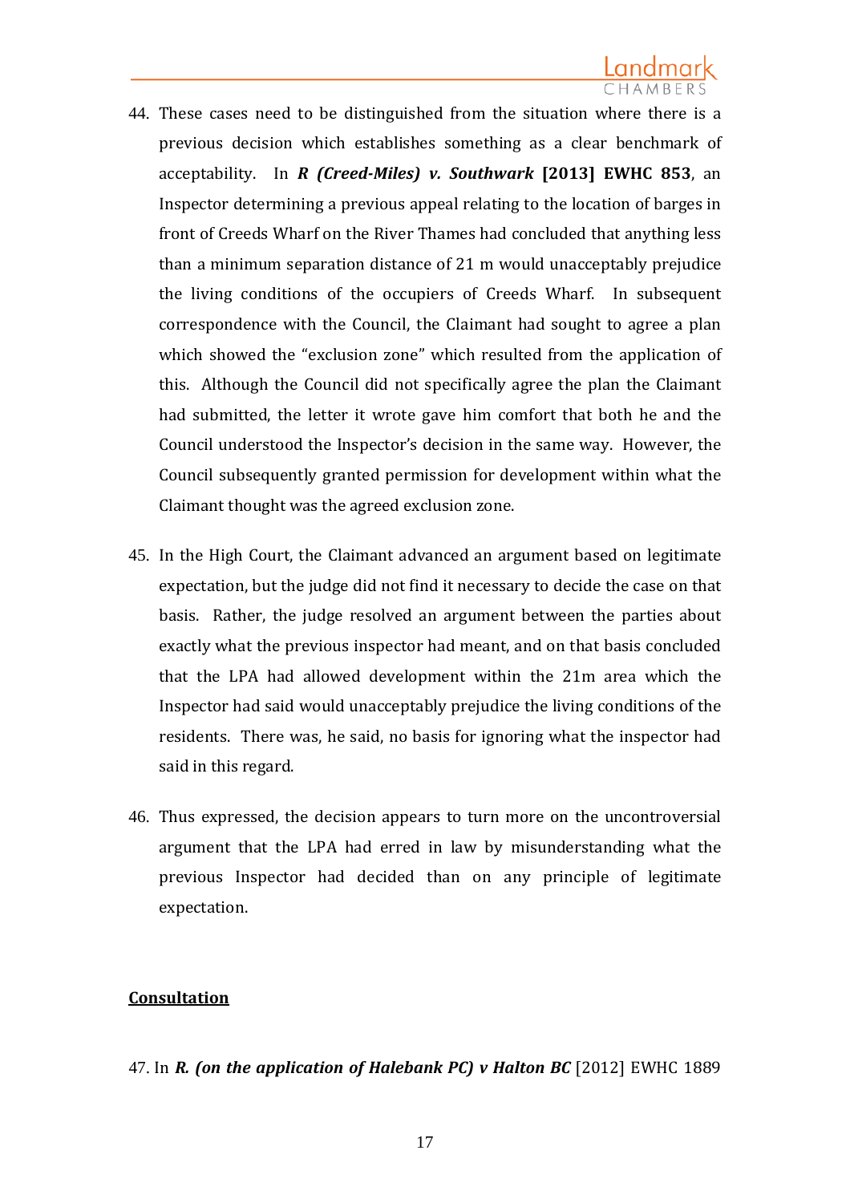44. These cases need to be distinguished from the situation where there is a previous decision which establishes something as a clear benchmark of acceptability. In ***R (Creed-Miles) v. Southwark* [2013] EWHC 853**, an Inspector determining a previous appeal relating to the location of barges in front of Creeds Wharf on the River Thames had concluded that anything less than a minimum separation distance of 21 m would unacceptably prejudice the living conditions of the occupiers of Creeds Wharf. In subsequent correspondence with the Council, the Claimant had sought to agree a plan which showed the "exclusion zone" which resulted from the application of this. Although the Council did not specifically agree the plan the Claimant had submitted, the letter it wrote gave him comfort that both he and the Council understood the Inspector's decision in the same way. However, the Council subsequently granted permission for development within what the Claimant thought was the agreed exclusion zone.

45. In the High Court, the Claimant advanced an argument based on legitimate expectation, but the judge did not find it necessary to decide the case on that basis. Rather, the judge resolved an argument between the parties about exactly what the previous inspector had meant, and on that basis concluded that the LPA had allowed development within the 21m area which the Inspector had said would unacceptably prejudice the living conditions of the residents. There was, he said, no basis for ignoring what the inspector had said in this regard.

46. Thus expressed, the decision appears to turn more on the uncontroversial argument that the LPA had erred in law by misunderstanding what the previous Inspector had decided than on any principle of legitimate expectation.

## Consultation

47. In ***R. (on the application of Halebank PC) v Halton BC*** [2012] EWHC 1889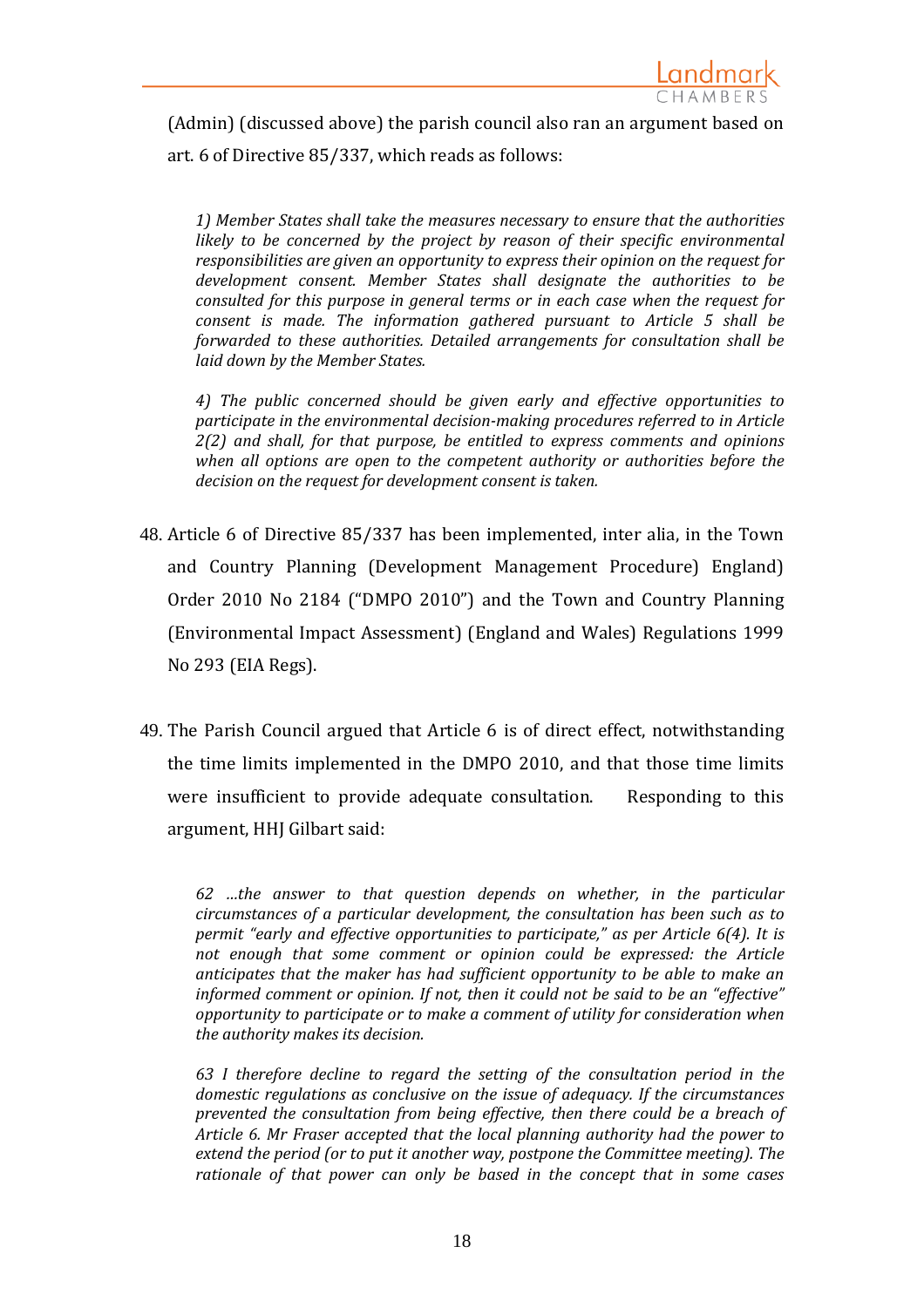(Admin) (discussed above) the parish council also ran an argument based on art. 6 of Directive 85/337, which reads as follows:

> *1) Member States shall take the measures necessary to ensure that the authorities likely to be concerned by the project by reason of their specific environmental responsibilities are given an opportunity to express their opinion on the request for development consent. Member States shall designate the authorities to be consulted for this purpose in general terms or in each case when the request for consent is made. The information gathered pursuant to Article 5 shall be forwarded to these authorities. Detailed arrangements for consultation shall be laid down by the Member States.*
>
> *4) The public concerned should be given early and effective opportunities to participate in the environmental decision-making procedures referred to in Article 2(2) and shall, for that purpose, be entitled to express comments and opinions when all options are open to the competent authority or authorities before the decision on the request for development consent is taken.*

48. Article 6 of Directive 85/337 has been implemented, inter alia, in the Town and Country Planning (Development Management Procedure) England) Order 2010 No 2184 ("DMPO 2010") and the Town and Country Planning (Environmental Impact Assessment) (England and Wales) Regulations 1999 No 293 (EIA Regs).

49. The Parish Council argued that Article 6 is of direct effect, notwithstanding the time limits implemented in the DMPO 2010, and that those time limits were insufficient to provide adequate consultation. Responding to this argument, HHJ Gilbart said:

> *62 …the answer to that question depends on whether, in the particular circumstances of a particular development, the consultation has been such as to permit "early and effective opportunities to participate," as per Article 6(4). It is not enough that some comment or opinion could be expressed: the Article anticipates that the maker has had sufficient opportunity to be able to make an informed comment or opinion. If not, then it could not be said to be an "effective" opportunity to participate or to make a comment of utility for consideration when the authority makes its decision.*
>
> *63 I therefore decline to regard the setting of the consultation period in the domestic regulations as conclusive on the issue of adequacy. If the circumstances prevented the consultation from being effective, then there could be a breach of Article 6. Mr Fraser accepted that the local planning authority had the power to extend the period (or to put it another way, postpone the Committee meeting). The rationale of that power can only be based in the concept that in some cases*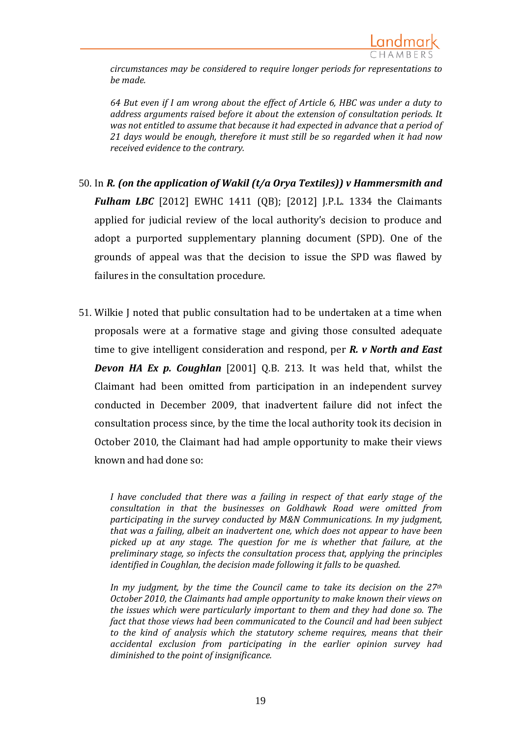*circumstances may be considered to require longer periods for representations to be made.*

*64 But even if I am wrong about the effect of Article 6, HBC was under a duty to address arguments raised before it about the extension of consultation periods. It was not entitled to assume that because it had expected in advance that a period of 21 days would be enough, therefore it must still be so regarded when it had now received evidence to the contrary.*

50. In ***R. (on the application of Wakil (t/a Orya Textiles)) v Hammersmith and Fulham LBC*** [2012] EWHC 1411 (QB); [2012] J.P.L. 1334 the Claimants applied for judicial review of the local authority's decision to produce and adopt a purported supplementary planning document (SPD). One of the grounds of appeal was that the decision to issue the SPD was flawed by failures in the consultation procedure.

51. Wilkie J noted that public consultation had to be undertaken at a time when proposals were at a formative stage and giving those consulted adequate time to give intelligent consideration and respond, per ***R. v North and East Devon HA Ex p. Coughlan*** [2001] Q.B. 213. It was held that, whilst the Claimant had been omitted from participation in an independent survey conducted in December 2009, that inadvertent failure did not infect the consultation process since, by the time the local authority took its decision in October 2010, the Claimant had had ample opportunity to make their views known and had done so:

*I have concluded that there was a failing in respect of that early stage of the consultation in that the businesses on Goldhawk Road were omitted from participating in the survey conducted by M&N Communications. In my judgment, that was a failing, albeit an inadvertent one, which does not appear to have been picked up at any stage. The question for me is whether that failure, at the preliminary stage, so infects the consultation process that, applying the principles identified in Coughlan, the decision made following it falls to be quashed.*

*In my judgment, by the time the Council came to take its decision on the 27th October 2010, the Claimants had ample opportunity to make known their views on the issues which were particularly important to them and they had done so. The fact that those views had been communicated to the Council and had been subject to the kind of analysis which the statutory scheme requires, means that their accidental exclusion from participating in the earlier opinion survey had diminished to the point of insignificance.*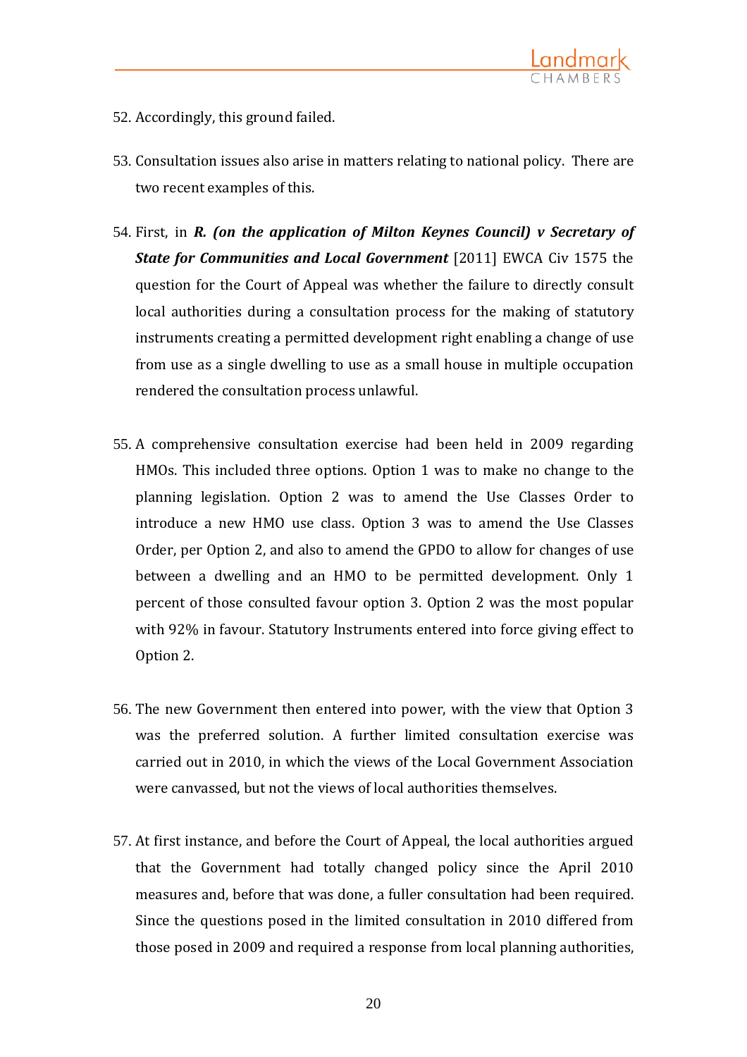52. Accordingly, this ground failed.

53. Consultation issues also arise in matters relating to national policy. There are two recent examples of this.

54. First, in ***R. (on the application of Milton Keynes Council) v Secretary of State for Communities and Local Government*** [2011] EWCA Civ 1575 the question for the Court of Appeal was whether the failure to directly consult local authorities during a consultation process for the making of statutory instruments creating a permitted development right enabling a change of use from use as a single dwelling to use as a small house in multiple occupation rendered the consultation process unlawful.

55. A comprehensive consultation exercise had been held in 2009 regarding HMOs. This included three options. Option 1 was to make no change to the planning legislation. Option 2 was to amend the Use Classes Order to introduce a new HMO use class. Option 3 was to amend the Use Classes Order, per Option 2, and also to amend the GPDO to allow for changes of use between a dwelling and an HMO to be permitted development. Only 1 percent of those consulted favour option 3. Option 2 was the most popular with 92% in favour. Statutory Instruments entered into force giving effect to Option 2.

56. The new Government then entered into power, with the view that Option 3 was the preferred solution. A further limited consultation exercise was carried out in 2010, in which the views of the Local Government Association were canvassed, but not the views of local authorities themselves.

57. At first instance, and before the Court of Appeal, the local authorities argued that the Government had totally changed policy since the April 2010 measures and, before that was done, a fuller consultation had been required. Since the questions posed in the limited consultation in 2010 differed from those posed in 2009 and required a response from local planning authorities,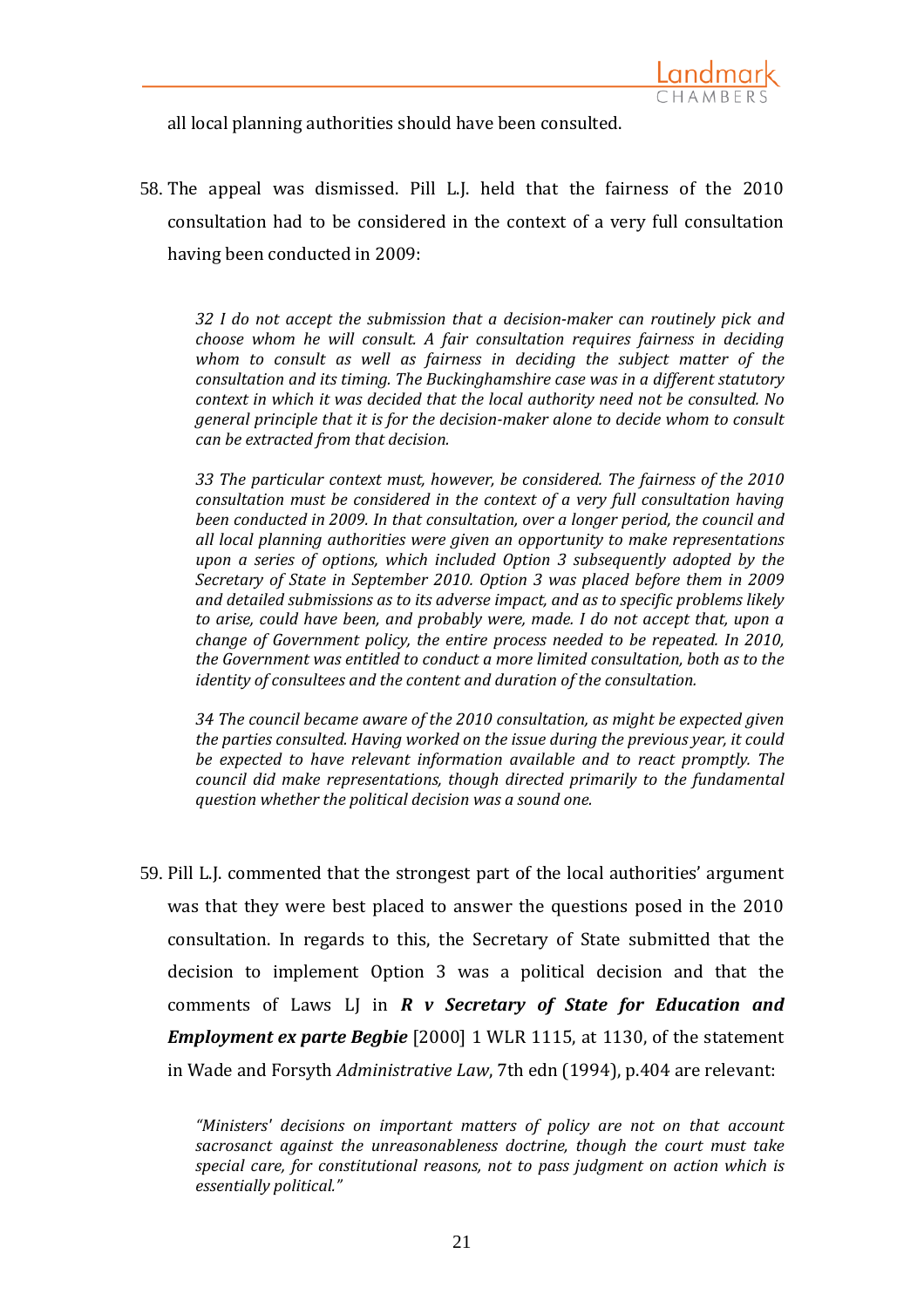all local planning authorities should have been consulted.

58. The appeal was dismissed. Pill L.J. held that the fairness of the 2010 consultation had to be considered in the context of a very full consultation having been conducted in 2009:

> *32 I do not accept the submission that a decision-maker can routinely pick and choose whom he will consult. A fair consultation requires fairness in deciding whom to consult as well as fairness in deciding the subject matter of the consultation and its timing. The Buckinghamshire case was in a different statutory context in which it was decided that the local authority need not be consulted. No general principle that it is for the decision-maker alone to decide whom to consult can be extracted from that decision.*
>
> *33 The particular context must, however, be considered. The fairness of the 2010 consultation must be considered in the context of a very full consultation having been conducted in 2009. In that consultation, over a longer period, the council and all local planning authorities were given an opportunity to make representations upon a series of options, which included Option 3 subsequently adopted by the Secretary of State in September 2010. Option 3 was placed before them in 2009 and detailed submissions as to its adverse impact, and as to specific problems likely to arise, could have been, and probably were, made. I do not accept that, upon a change of Government policy, the entire process needed to be repeated. In 2010, the Government was entitled to conduct a more limited consultation, both as to the identity of consultees and the content and duration of the consultation.*
>
> *34 The council became aware of the 2010 consultation, as might be expected given the parties consulted. Having worked on the issue during the previous year, it could be expected to have relevant information available and to react promptly. The council did make representations, though directed primarily to the fundamental question whether the political decision was a sound one.*

59. Pill L.J. commented that the strongest part of the local authorities' argument was that they were best placed to answer the questions posed in the 2010 consultation. In regards to this, the Secretary of State submitted that the decision to implement Option 3 was a political decision and that the comments of Laws LJ in ***R v Secretary of State for Education and Employment ex parte Begbie*** [2000] 1 WLR 1115, at 1130, of the statement in Wade and Forsyth *Administrative Law*, 7th edn (1994), p.404 are relevant:

> *"Ministers' decisions on important matters of policy are not on that account sacrosanct against the unreasonableness doctrine, though the court must take special care, for constitutional reasons, not to pass judgment on action which is essentially political."*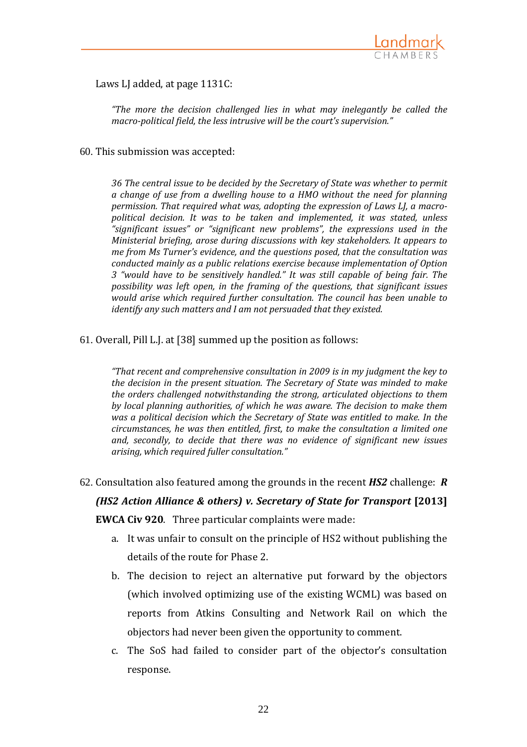Laws LJ added, at page 1131C:

> *"The more the decision challenged lies in what may inelegantly be called the macro-political field, the less intrusive will be the court's supervision."*

60. This submission was accepted:

> *36 The central issue to be decided by the Secretary of State was whether to permit a change of use from a dwelling house to a HMO without the need for planning permission. That required what was, adopting the expression of Laws LJ, a macro-political decision. It was to be taken and implemented, it was stated, unless "significant issues" or "significant new problems", the expressions used in the Ministerial briefing, arose during discussions with key stakeholders. It appears to me from Ms Turner's evidence, and the questions posed, that the consultation was conducted mainly as a public relations exercise because implementation of Option 3 "would have to be sensitively handled." It was still capable of being fair. The possibility was left open, in the framing of the questions, that significant issues would arise which required further consultation. The council has been unable to identify any such matters and I am not persuaded that they existed.*

61. Overall, Pill L.J. at [38] summed up the position as follows:

> *"That recent and comprehensive consultation in 2009 is in my judgment the key to the decision in the present situation. The Secretary of State was minded to make the orders challenged notwithstanding the strong, articulated objections to them by local planning authorities, of which he was aware. The decision to make them was a political decision which the Secretary of State was entitled to make. In the circumstances, he was then entitled, first, to make the consultation a limited one and, secondly, to decide that there was no evidence of significant new issues arising, which required fuller consultation."*

62. Consultation also featured among the grounds in the recent ***HS2*** challenge: ***R (HS2 Action Alliance & others) v. Secretary of State for Transport* [2013] EWCA Civ 920**. Three particular complaints were made:

   a. It was unfair to consult on the principle of HS2 without publishing the details of the route for Phase 2.

   b. The decision to reject an alternative put forward by the objectors (which involved optimizing use of the existing WCML) was based on reports from Atkins Consulting and Network Rail on which the objectors had never been given the opportunity to comment.

   c. The SoS had failed to consider part of the objector's consultation response.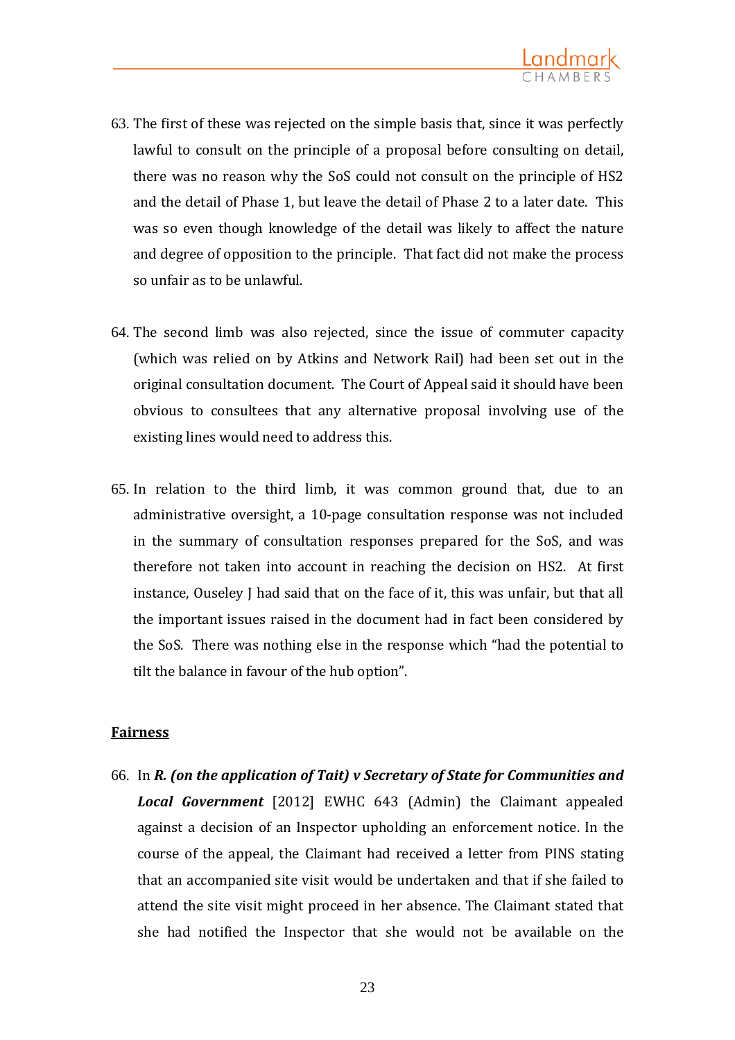63. The first of these was rejected on the simple basis that, since it was perfectly lawful to consult on the principle of a proposal before consulting on detail, there was no reason why the SoS could not consult on the principle of HS2 and the detail of Phase 1, but leave the detail of Phase 2 to a later date. This was so even though knowledge of the detail was likely to affect the nature and degree of opposition to the principle. That fact did not make the process so unfair as to be unlawful.

64. The second limb was also rejected, since the issue of commuter capacity (which was relied on by Atkins and Network Rail) had been set out in the original consultation document. The Court of Appeal said it should have been obvious to consultees that any alternative proposal involving use of the existing lines would need to address this.

65. In relation to the third limb, it was common ground that, due to an administrative oversight, a 10-page consultation response was not included in the summary of consultation responses prepared for the SoS, and was therefore not taken into account in reaching the decision on HS2. At first instance, Ouseley J had said that on the face of it, this was unfair, but that all the important issues raised in the document had in fact been considered by the SoS. There was nothing else in the response which "had the potential to tilt the balance in favour of the hub option".

**Fairness**

66. In ***R. (on the application of Tait) v Secretary of State for Communities and Local Government*** [2012] EWHC 643 (Admin) the Claimant appealed against a decision of an Inspector upholding an enforcement notice. In the course of the appeal, the Claimant had received a letter from PINS stating that an accompanied site visit would be undertaken and that if she failed to attend the site visit might proceed in her absence. The Claimant stated that she had notified the Inspector that she would not be available on the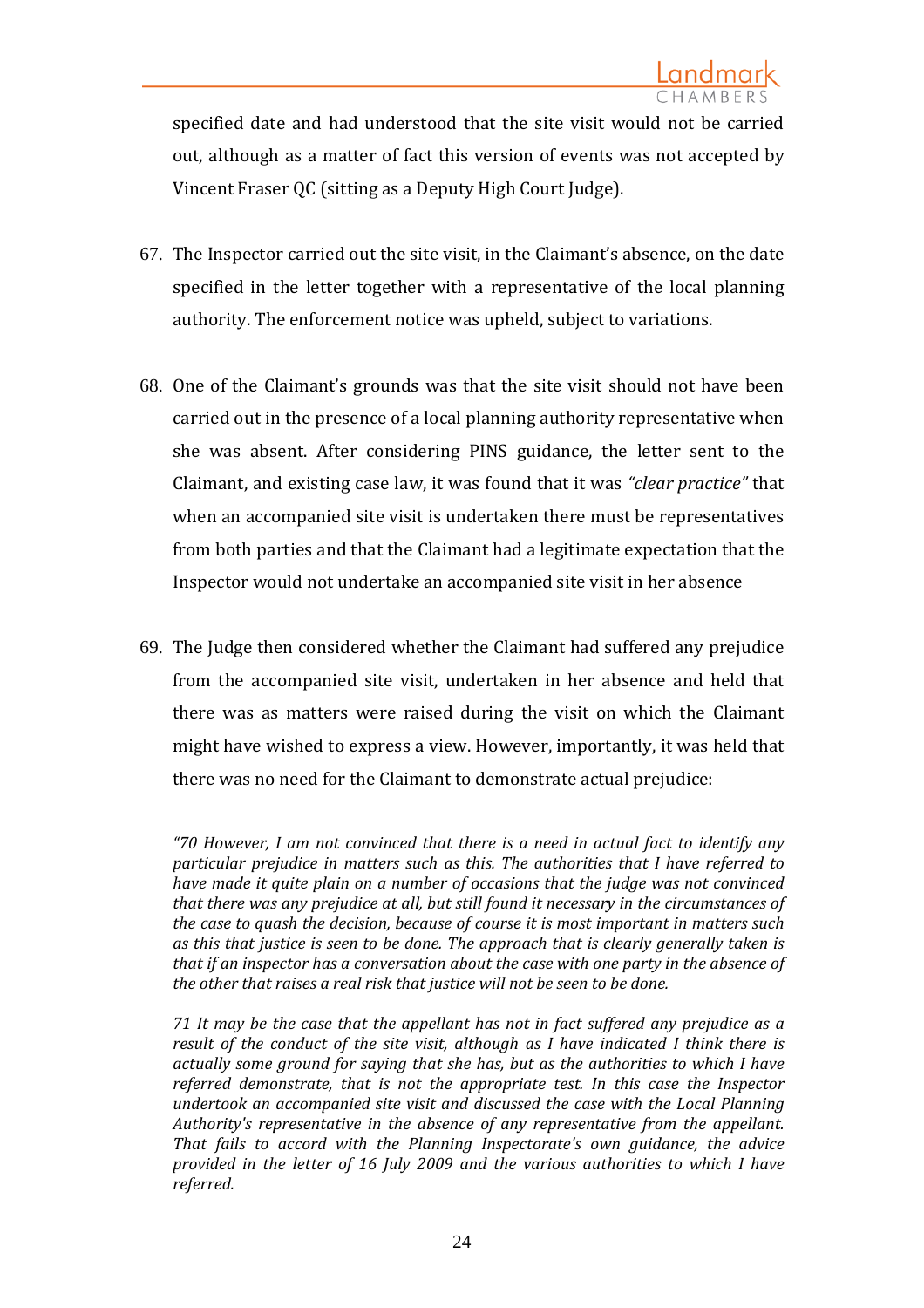specified date and had understood that the site visit would not be carried out, although as a matter of fact this version of events was not accepted by Vincent Fraser QC (sitting as a Deputy High Court Judge).

67. The Inspector carried out the site visit, in the Claimant's absence, on the date specified in the letter together with a representative of the local planning authority. The enforcement notice was upheld, subject to variations.

68. One of the Claimant's grounds was that the site visit should not have been carried out in the presence of a local planning authority representative when she was absent. After considering PINS guidance, the letter sent to the Claimant, and existing case law, it was found that it was *"clear practice"* that when an accompanied site visit is undertaken there must be representatives from both parties and that the Claimant had a legitimate expectation that the Inspector would not undertake an accompanied site visit in her absence

69. The Judge then considered whether the Claimant had suffered any prejudice from the accompanied site visit, undertaken in her absence and held that there was as matters were raised during the visit on which the Claimant might have wished to express a view. However, importantly, it was held that there was no need for the Claimant to demonstrate actual prejudice:

> *"70 However, I am not convinced that there is a need in actual fact to identify any particular prejudice in matters such as this. The authorities that I have referred to have made it quite plain on a number of occasions that the judge was not convinced that there was any prejudice at all, but still found it necessary in the circumstances of the case to quash the decision, because of course it is most important in matters such as this that justice is seen to be done. The approach that is clearly generally taken is that if an inspector has a conversation about the case with one party in the absence of the other that raises a real risk that justice will not be seen to be done.*
>
> *71 It may be the case that the appellant has not in fact suffered any prejudice as a result of the conduct of the site visit, although as I have indicated I think there is actually some ground for saying that she has, but as the authorities to which I have referred demonstrate, that is not the appropriate test. In this case the Inspector undertook an accompanied site visit and discussed the case with the Local Planning Authority's representative in the absence of any representative from the appellant. That fails to accord with the Planning Inspectorate's own guidance, the advice provided in the letter of 16 July 2009 and the various authorities to which I have referred.*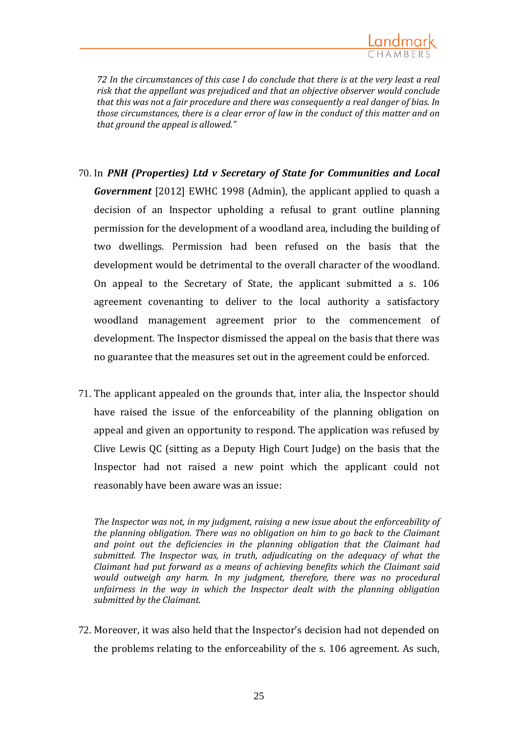> *72 In the circumstances of this case I do conclude that there is at the very least a real risk that the appellant was prejudiced and that an objective observer would conclude that this was not a fair procedure and there was consequently a real danger of bias. In those circumstances, there is a clear error of law in the conduct of this matter and on that ground the appeal is allowed."*

70. In ***PNH (Properties) Ltd v Secretary of State for Communities and Local Government*** [2012] EWHC 1998 (Admin), the applicant applied to quash a decision of an Inspector upholding a refusal to grant outline planning permission for the development of a woodland area, including the building of two dwellings. Permission had been refused on the basis that the development would be detrimental to the overall character of the woodland. On appeal to the Secretary of State, the applicant submitted a s. 106 agreement covenanting to deliver to the local authority a satisfactory woodland management agreement prior to the commencement of development. The Inspector dismissed the appeal on the basis that there was no guarantee that the measures set out in the agreement could be enforced.

71. The applicant appealed on the grounds that, inter alia, the Inspector should have raised the issue of the enforceability of the planning obligation on appeal and given an opportunity to respond. The application was refused by Clive Lewis QC (sitting as a Deputy High Court Judge) on the basis that the Inspector had not raised a new point which the applicant could not reasonably have been aware was an issue:

> *The Inspector was not, in my judgment, raising a new issue about the enforceability of the planning obligation. There was no obligation on him to go back to the Claimant and point out the deficiencies in the planning obligation that the Claimant had submitted. The Inspector was, in truth, adjudicating on the adequacy of what the Claimant had put forward as a means of achieving benefits which the Claimant said would outweigh any harm. In my judgment, therefore, there was no procedural unfairness in the way in which the Inspector dealt with the planning obligation submitted by the Claimant.*

72. Moreover, it was also held that the Inspector's decision had not depended on the problems relating to the enforceability of the s. 106 agreement. As such,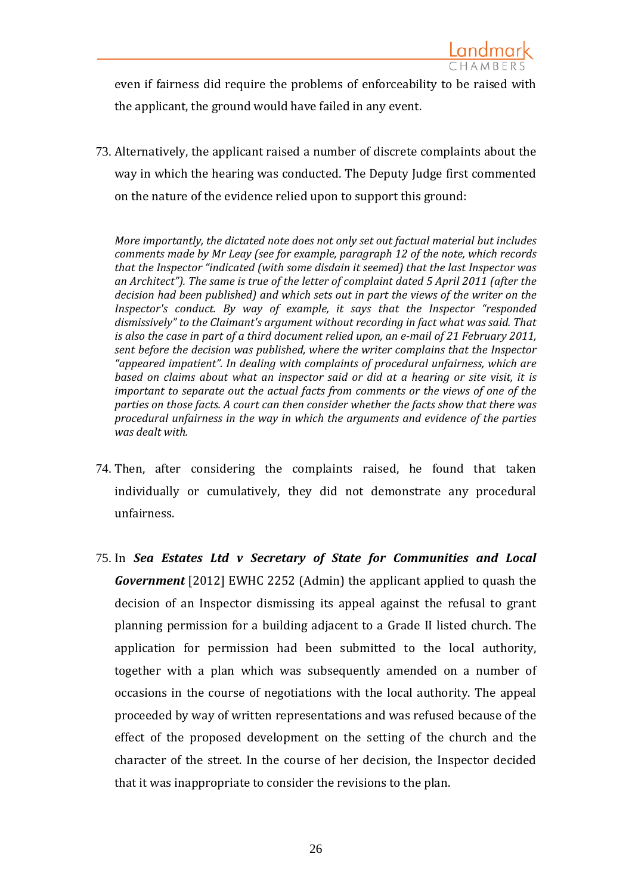even if fairness did require the problems of enforceability to be raised with the applicant, the ground would have failed in any event.

73. Alternatively, the applicant raised a number of discrete complaints about the way in which the hearing was conducted. The Deputy Judge first commented on the nature of the evidence relied upon to support this ground:

> *More importantly, the dictated note does not only set out factual material but includes comments made by Mr Leay (see for example, paragraph 12 of the note, which records that the Inspector "indicated (with some disdain it seemed) that the last Inspector was an Architect"). The same is true of the letter of complaint dated 5 April 2011 (after the decision had been published) and which sets out in part the views of the writer on the Inspector's conduct. By way of example, it says that the Inspector "responded dismissively" to the Claimant's argument without recording in fact what was said. That is also the case in part of a third document relied upon, an e-mail of 21 February 2011, sent before the decision was published, where the writer complains that the Inspector "appeared impatient". In dealing with complaints of procedural unfairness, which are based on claims about what an inspector said or did at a hearing or site visit, it is important to separate out the actual facts from comments or the views of one of the parties on those facts. A court can then consider whether the facts show that there was procedural unfairness in the way in which the arguments and evidence of the parties was dealt with.*

74. Then, after considering the complaints raised, he found that taken individually or cumulatively, they did not demonstrate any procedural unfairness.

75. In ***Sea Estates Ltd v Secretary of State for Communities and Local Government*** [2012] EWHC 2252 (Admin) the applicant applied to quash the decision of an Inspector dismissing its appeal against the refusal to grant planning permission for a building adjacent to a Grade II listed church. The application for permission had been submitted to the local authority, together with a plan which was subsequently amended on a number of occasions in the course of negotiations with the local authority. The appeal proceeded by way of written representations and was refused because of the effect of the proposed development on the setting of the church and the character of the street. In the course of her decision, the Inspector decided that it was inappropriate to consider the revisions to the plan.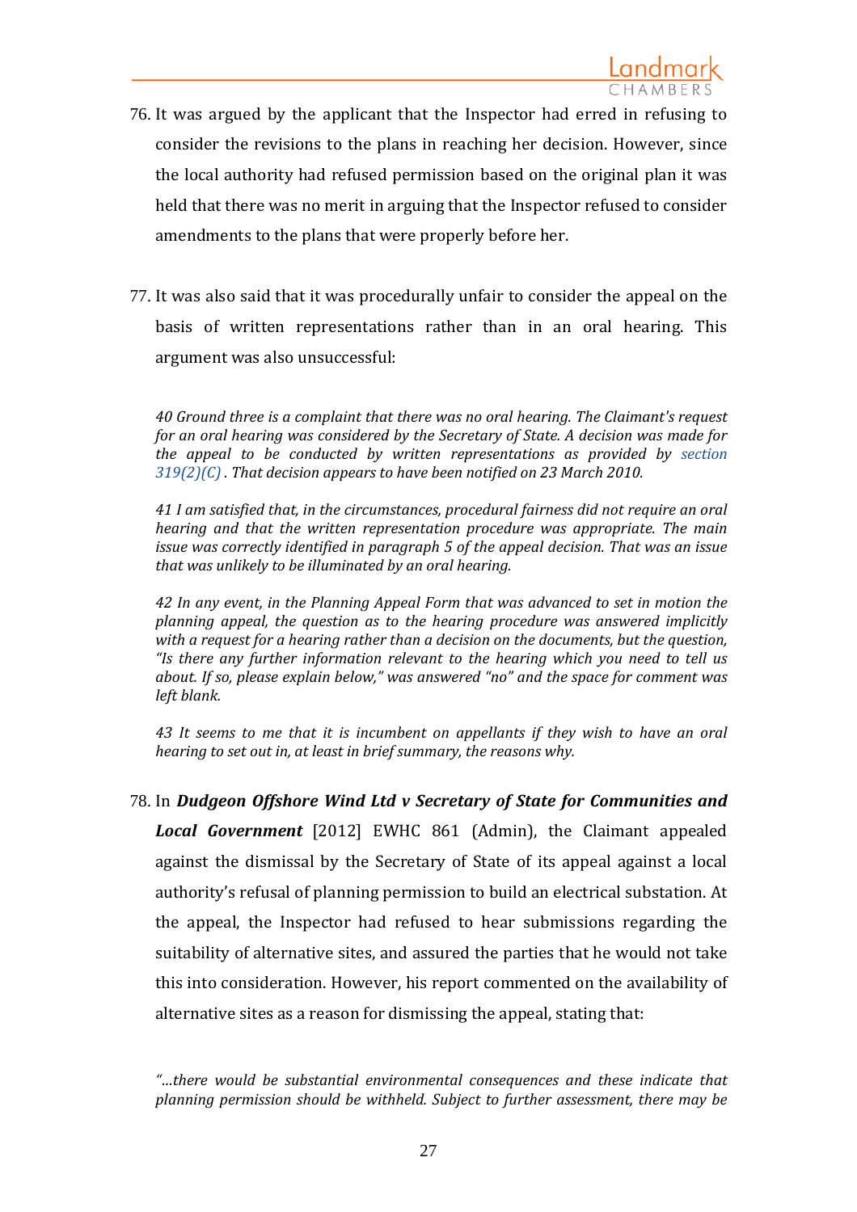76. It was argued by the applicant that the Inspector had erred in refusing to consider the revisions to the plans in reaching her decision. However, since the local authority had refused permission based on the original plan it was held that there was no merit in arguing that the Inspector refused to consider amendments to the plans that were properly before her.

77. It was also said that it was procedurally unfair to consider the appeal on the basis of written representations rather than in an oral hearing. This argument was also unsuccessful:

> *40 Ground three is a complaint that there was no oral hearing. The Claimant's request for an oral hearing was considered by the Secretary of State. A decision was made for the appeal to be conducted by written representations as provided by section 319(2)(C) . That decision appears to have been notified on 23 March 2010.*
>
> *41 I am satisfied that, in the circumstances, procedural fairness did not require an oral hearing and that the written representation procedure was appropriate. The main issue was correctly identified in paragraph 5 of the appeal decision. That was an issue that was unlikely to be illuminated by an oral hearing.*
>
> *42 In any event, in the Planning Appeal Form that was advanced to set in motion the planning appeal, the question as to the hearing procedure was answered implicitly with a request for a hearing rather than a decision on the documents, but the question, "Is there any further information relevant to the hearing which you need to tell us about. If so, please explain below," was answered "no" and the space for comment was left blank.*
>
> *43 It seems to me that it is incumbent on appellants if they wish to have an oral hearing to set out in, at least in brief summary, the reasons why.*

78. In ***Dudgeon Offshore Wind Ltd v Secretary of State for Communities and Local Government*** [2012] EWHC 861 (Admin), the Claimant appealed against the dismissal by the Secretary of State of its appeal against a local authority's refusal of planning permission to build an electrical substation. At the appeal, the Inspector had refused to hear submissions regarding the suitability of alternative sites, and assured the parties that he would not take this into consideration. However, his report commented on the availability of alternative sites as a reason for dismissing the appeal, stating that:

> *"...there would be substantial environmental consequences and these indicate that planning permission should be withheld. Subject to further assessment, there may be*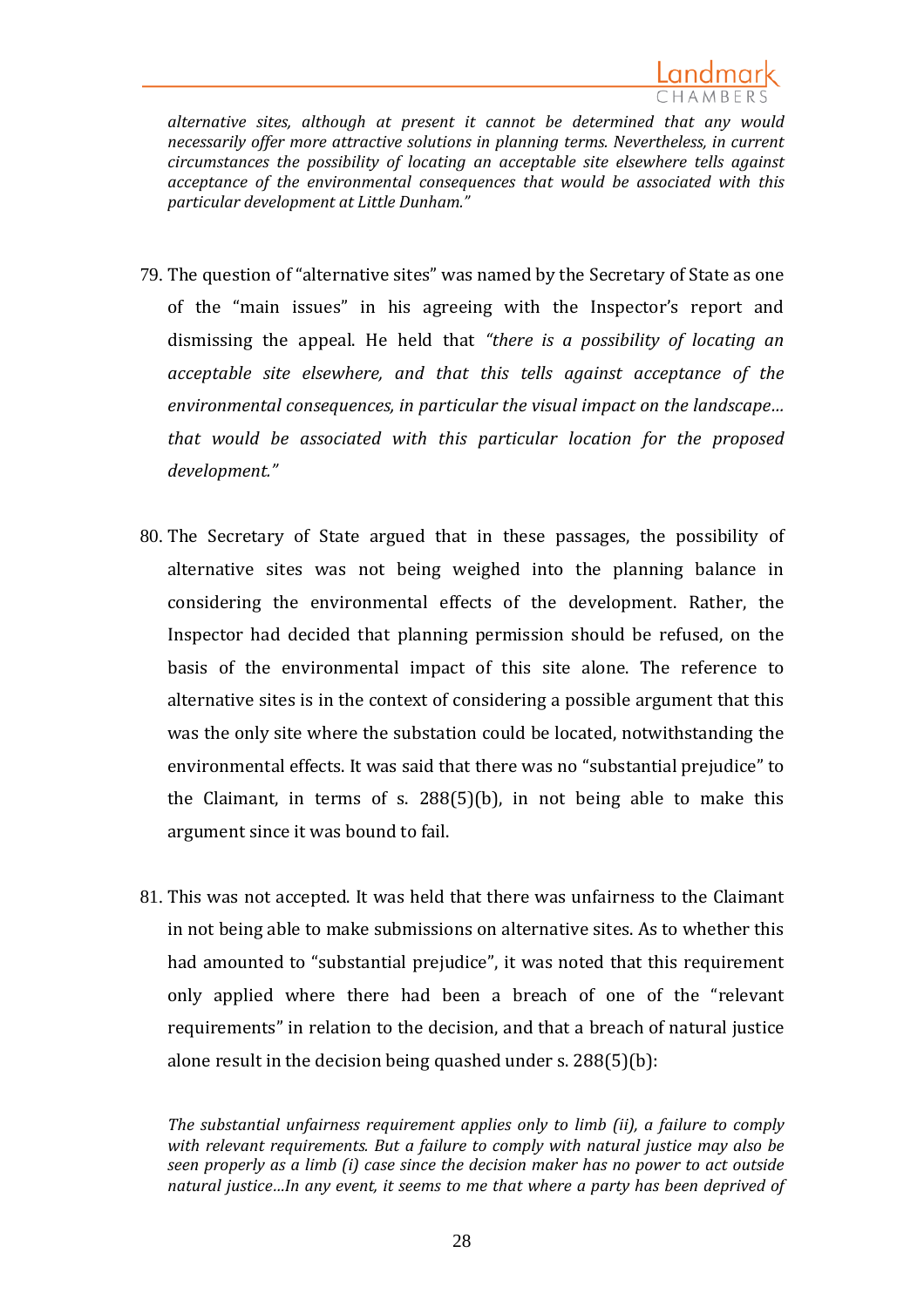*alternative sites, although at present it cannot be determined that any would necessarily offer more attractive solutions in planning terms. Nevertheless, in current circumstances the possibility of locating an acceptable site elsewhere tells against acceptance of the environmental consequences that would be associated with this particular development at Little Dunham."*

79. The question of "alternative sites" was named by the Secretary of State as one of the "main issues" in his agreeing with the Inspector's report and dismissing the appeal. He held that *"there is a possibility of locating an acceptable site elsewhere, and that this tells against acceptance of the environmental consequences, in particular the visual impact on the landscape… that would be associated with this particular location for the proposed development."*

80. The Secretary of State argued that in these passages, the possibility of alternative sites was not being weighed into the planning balance in considering the environmental effects of the development. Rather, the Inspector had decided that planning permission should be refused, on the basis of the environmental impact of this site alone. The reference to alternative sites is in the context of considering a possible argument that this was the only site where the substation could be located, notwithstanding the environmental effects. It was said that there was no "substantial prejudice" to the Claimant, in terms of s. 288(5)(b), in not being able to make this argument since it was bound to fail.

81. This was not accepted. It was held that there was unfairness to the Claimant in not being able to make submissions on alternative sites. As to whether this had amounted to "substantial prejudice", it was noted that this requirement only applied where there had been a breach of one of the "relevant requirements" in relation to the decision, and that a breach of natural justice alone result in the decision being quashed under s. 288(5)(b):

*The substantial unfairness requirement applies only to limb (ii), a failure to comply with relevant requirements. But a failure to comply with natural justice may also be seen properly as a limb (i) case since the decision maker has no power to act outside natural justice…In any event, it seems to me that where a party has been deprived of*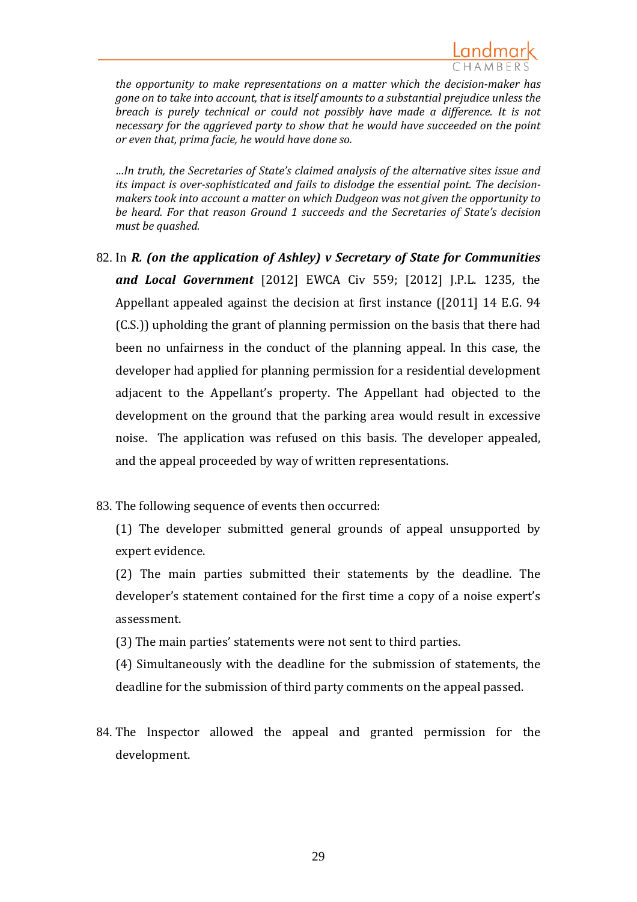*the opportunity to make representations on a matter which the decision-maker has gone on to take into account, that is itself amounts to a substantial prejudice unless the breach is purely technical or could not possibly have made a difference. It is not necessary for the aggrieved party to show that he would have succeeded on the point or even that, prima facie, he would have done so.*

*…In truth, the Secretaries of State's claimed analysis of the alternative sites issue and its impact is over-sophisticated and fails to dislodge the essential point. The decision-makers took into account a matter on which Dudgeon was not given the opportunity to be heard. For that reason Ground 1 succeeds and the Secretaries of State's decision must be quashed.*

82. In ***R. (on the application of Ashley) v Secretary of State for Communities and Local Government*** [2012] EWCA Civ 559; [2012] J.P.L. 1235, the Appellant appealed against the decision at first instance ([2011] 14 E.G. 94 (C.S.)) upholding the grant of planning permission on the basis that there had been no unfairness in the conduct of the planning appeal. In this case, the developer had applied for planning permission for a residential development adjacent to the Appellant's property. The Appellant had objected to the development on the ground that the parking area would result in excessive noise. The application was refused on this basis. The developer appealed, and the appeal proceeded by way of written representations.

83. The following sequence of events then occurred:

    (1) The developer submitted general grounds of appeal unsupported by expert evidence.

    (2) The main parties submitted their statements by the deadline. The developer's statement contained for the first time a copy of a noise expert's assessment.

    (3) The main parties' statements were not sent to third parties.

    (4) Simultaneously with the deadline for the submission of statements, the deadline for the submission of third party comments on the appeal passed.

84. The Inspector allowed the appeal and granted permission for the development.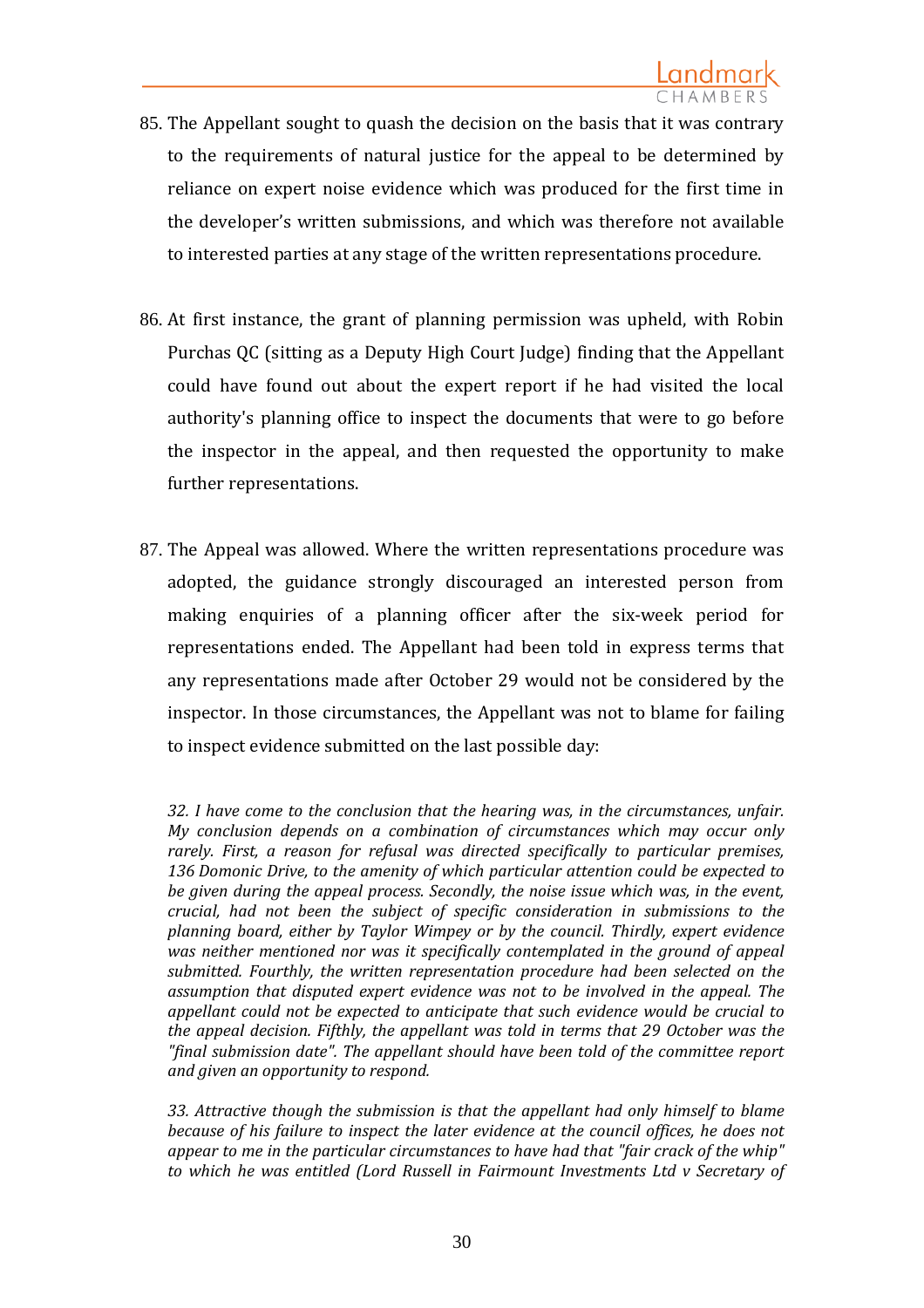85. The Appellant sought to quash the decision on the basis that it was contrary to the requirements of natural justice for the appeal to be determined by reliance on expert noise evidence which was produced for the first time in the developer's written submissions, and which was therefore not available to interested parties at any stage of the written representations procedure.

86. At first instance, the grant of planning permission was upheld, with Robin Purchas QC (sitting as a Deputy High Court Judge) finding that the Appellant could have found out about the expert report if he had visited the local authority's planning office to inspect the documents that were to go before the inspector in the appeal, and then requested the opportunity to make further representations.

87. The Appeal was allowed. Where the written representations procedure was adopted, the guidance strongly discouraged an interested person from making enquiries of a planning officer after the six-week period for representations ended. The Appellant had been told in express terms that any representations made after October 29 would not be considered by the inspector. In those circumstances, the Appellant was not to blame for failing to inspect evidence submitted on the last possible day:

> *32. I have come to the conclusion that the hearing was, in the circumstances, unfair. My conclusion depends on a combination of circumstances which may occur only rarely. First, a reason for refusal was directed specifically to particular premises, 136 Domonic Drive, to the amenity of which particular attention could be expected to be given during the appeal process. Secondly, the noise issue which was, in the event, crucial, had not been the subject of specific consideration in submissions to the planning board, either by Taylor Wimpey or by the council. Thirdly, expert evidence was neither mentioned nor was it specifically contemplated in the ground of appeal submitted. Fourthly, the written representation procedure had been selected on the assumption that disputed expert evidence was not to be involved in the appeal. The appellant could not be expected to anticipate that such evidence would be crucial to the appeal decision. Fifthly, the appellant was told in terms that 29 October was the "final submission date". The appellant should have been told of the committee report and given an opportunity to respond.*
>
> *33. Attractive though the submission is that the appellant had only himself to blame because of his failure to inspect the later evidence at the council offices, he does not appear to me in the particular circumstances to have had that "fair crack of the whip" to which he was entitled (Lord Russell in Fairmount Investments Ltd v Secretary of*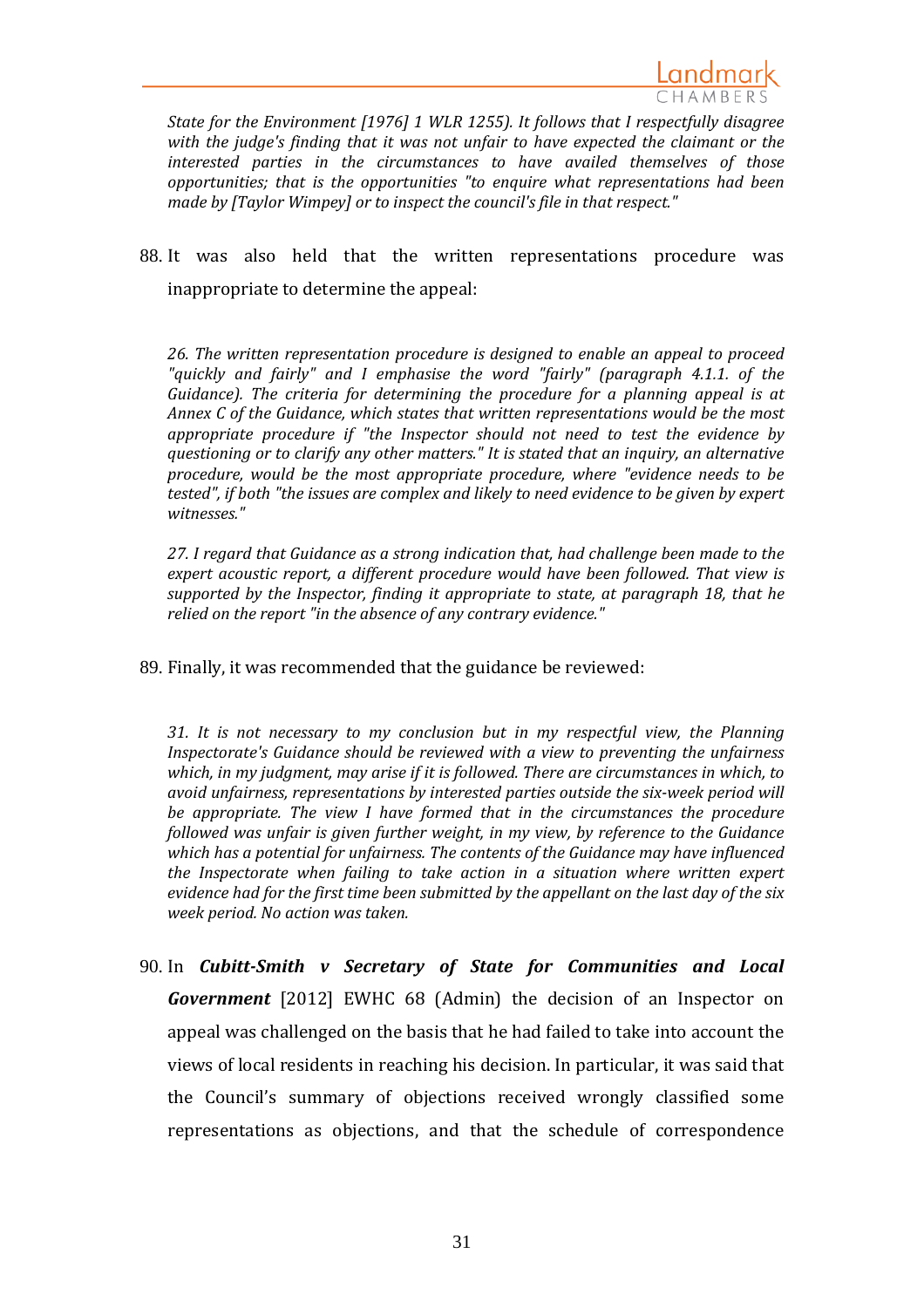*State for the Environment [1976] 1 WLR 1255). It follows that I respectfully disagree with the judge's finding that it was not unfair to have expected the claimant or the interested parties in the circumstances to have availed themselves of those opportunities; that is the opportunities "to enquire what representations had been made by [Taylor Wimpey] or to inspect the council's file in that respect."*

88. It was also held that the written representations procedure was inappropriate to determine the appeal:

> *26. The written representation procedure is designed to enable an appeal to proceed "quickly and fairly" and I emphasise the word "fairly" (paragraph 4.1.1. of the Guidance). The criteria for determining the procedure for a planning appeal is at Annex C of the Guidance, which states that written representations would be the most appropriate procedure if "the Inspector should not need to test the evidence by questioning or to clarify any other matters." It is stated that an inquiry, an alternative procedure, would be the most appropriate procedure, where "evidence needs to be tested", if both "the issues are complex and likely to need evidence to be given by expert witnesses."*
>
> *27. I regard that Guidance as a strong indication that, had challenge been made to the expert acoustic report, a different procedure would have been followed. That view is supported by the Inspector, finding it appropriate to state, at paragraph 18, that he relied on the report "in the absence of any contrary evidence."*

89. Finally, it was recommended that the guidance be reviewed:

> *31. It is not necessary to my conclusion but in my respectful view, the Planning Inspectorate's Guidance should be reviewed with a view to preventing the unfairness which, in my judgment, may arise if it is followed. There are circumstances in which, to avoid unfairness, representations by interested parties outside the six-week period will be appropriate. The view I have formed that in the circumstances the procedure followed was unfair is given further weight, in my view, by reference to the Guidance which has a potential for unfairness. The contents of the Guidance may have influenced the Inspectorate when failing to take action in a situation where written expert evidence had for the first time been submitted by the appellant on the last day of the six week period. No action was taken.*

90. In ***Cubitt-Smith v Secretary of State for Communities and Local Government*** [2012] EWHC 68 (Admin) the decision of an Inspector on appeal was challenged on the basis that he had failed to take into account the views of local residents in reaching his decision. In particular, it was said that the Council's summary of objections received wrongly classified some representations as objections, and that the schedule of correspondence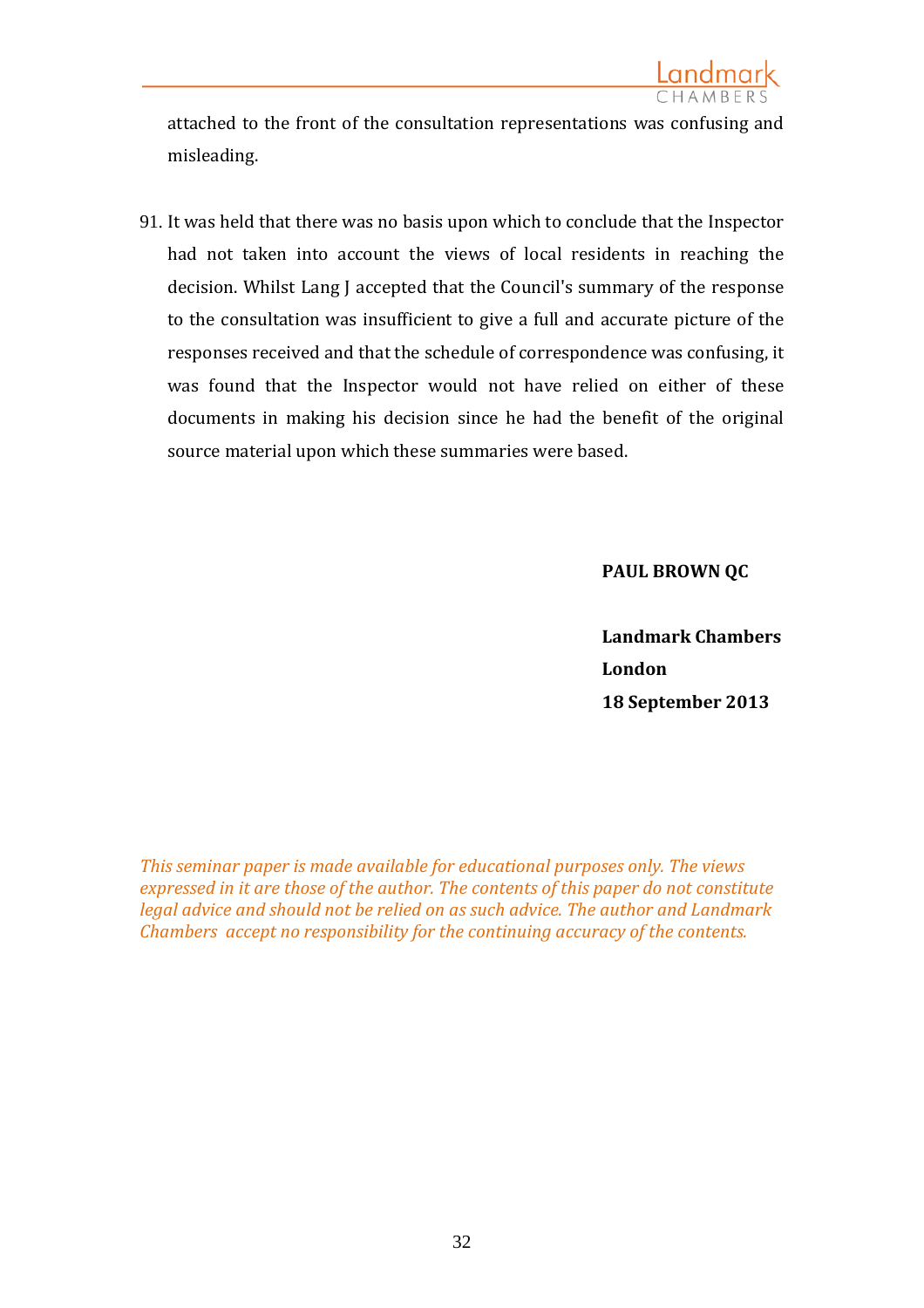attached to the front of the consultation representations was confusing and misleading.

91. It was held that there was no basis upon which to conclude that the Inspector had not taken into account the views of local residents in reaching the decision. Whilst Lang J accepted that the Council's summary of the response to the consultation was insufficient to give a full and accurate picture of the responses received and that the schedule of correspondence was confusing, it was found that the Inspector would not have relied on either of these documents in making his decision since he had the benefit of the original source material upon which these summaries were based.

**PAUL BROWN QC**

**Landmark Chambers**
**London**
**18 September 2013**

*This seminar paper is made available for educational purposes only. The views expressed in it are those of the author. The contents of this paper do not constitute legal advice and should not be relied on as such advice. The author and Landmark Chambers accept no responsibility for the continuing accuracy of the contents.*